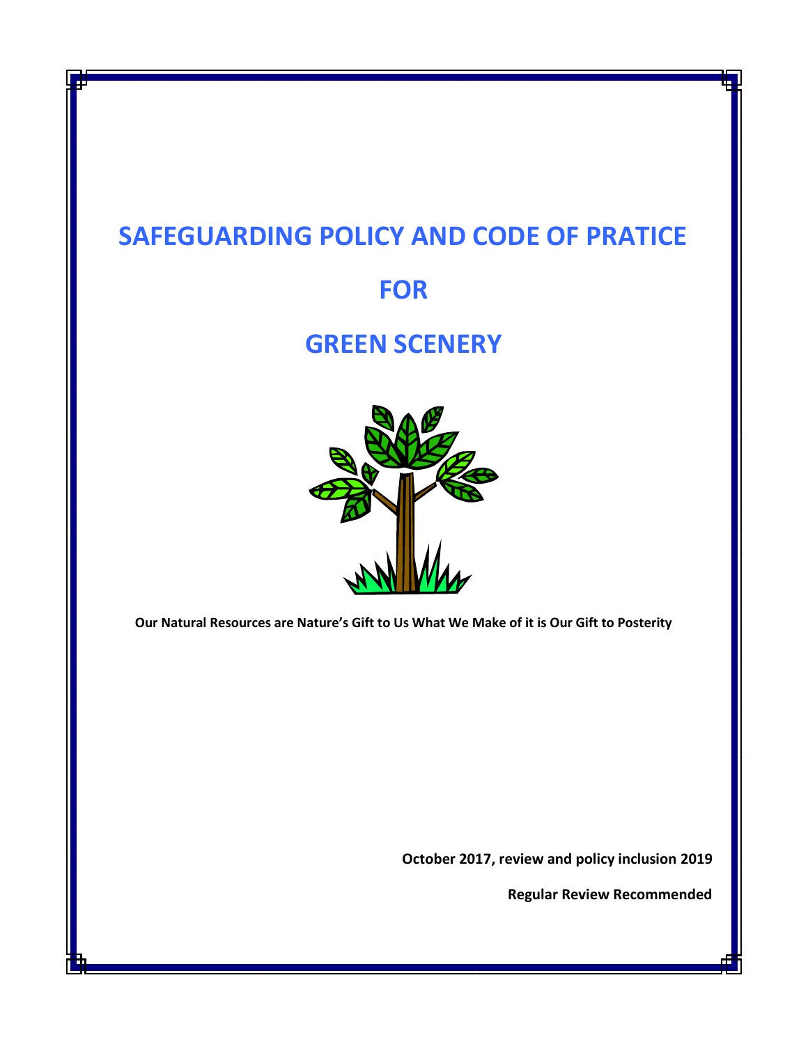# SAFEGUARDING POLICY AND CODE OF PRATICE

# FOR

# GREEN SCENERY

**Our Natural Resources are Nature's Gift to Us What We Make of it is Our Gift to Posterity**

**October 2017, review and policy inclusion 2019**

**Regular Review Recommended**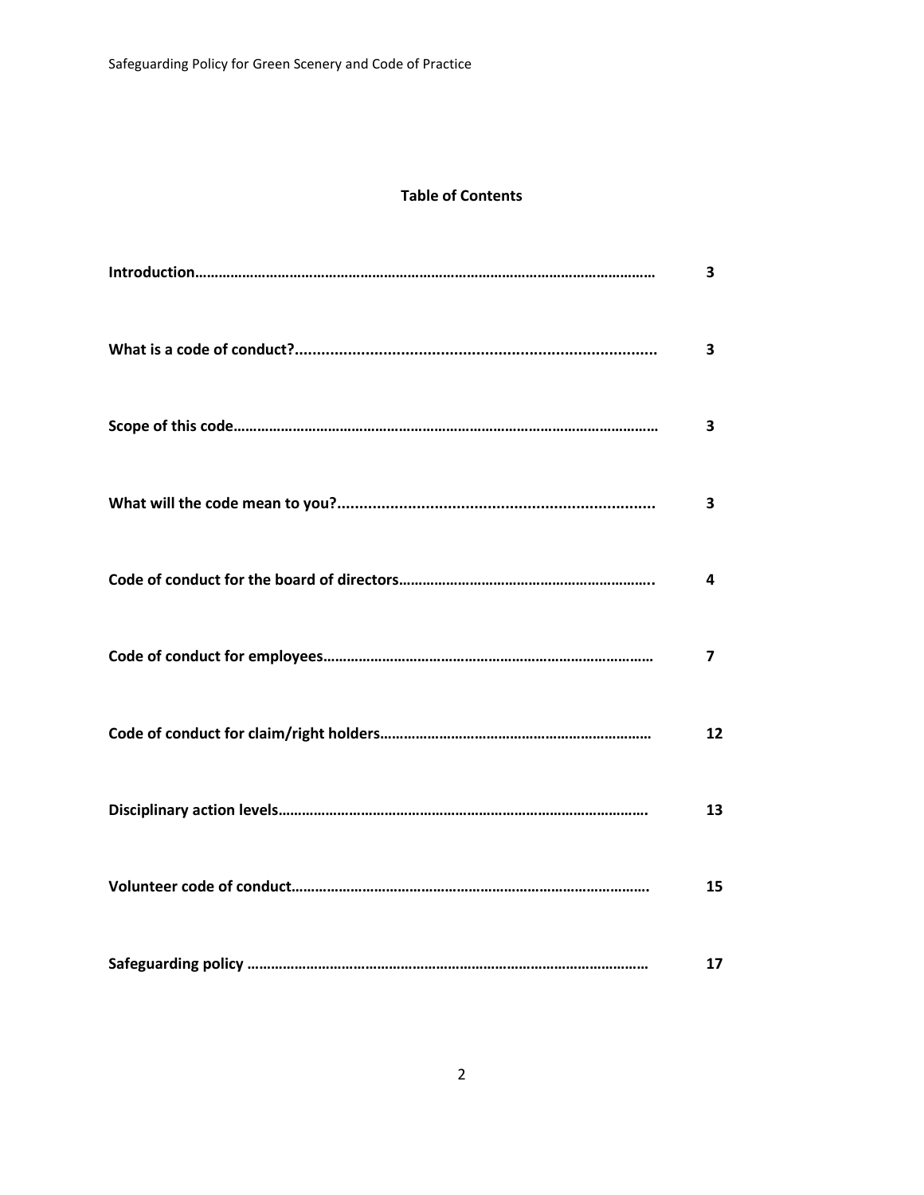**Table of Contents**

| | |
|---|---|
| **Introduction** | **3** |
| **What is a code of conduct?** | **3** |
| **Scope of this code** | **3** |
| **What will the code mean to you?** | **3** |
| **Code of conduct for the board of directors** | **4** |
| **Code of conduct for employees** | **7** |
| **Code of conduct for claim/right holders** | **12** |
| **Disciplinary action levels** | **13** |
| **Volunteer code of conduct** | **15** |
| **Safeguarding policy** | **17** |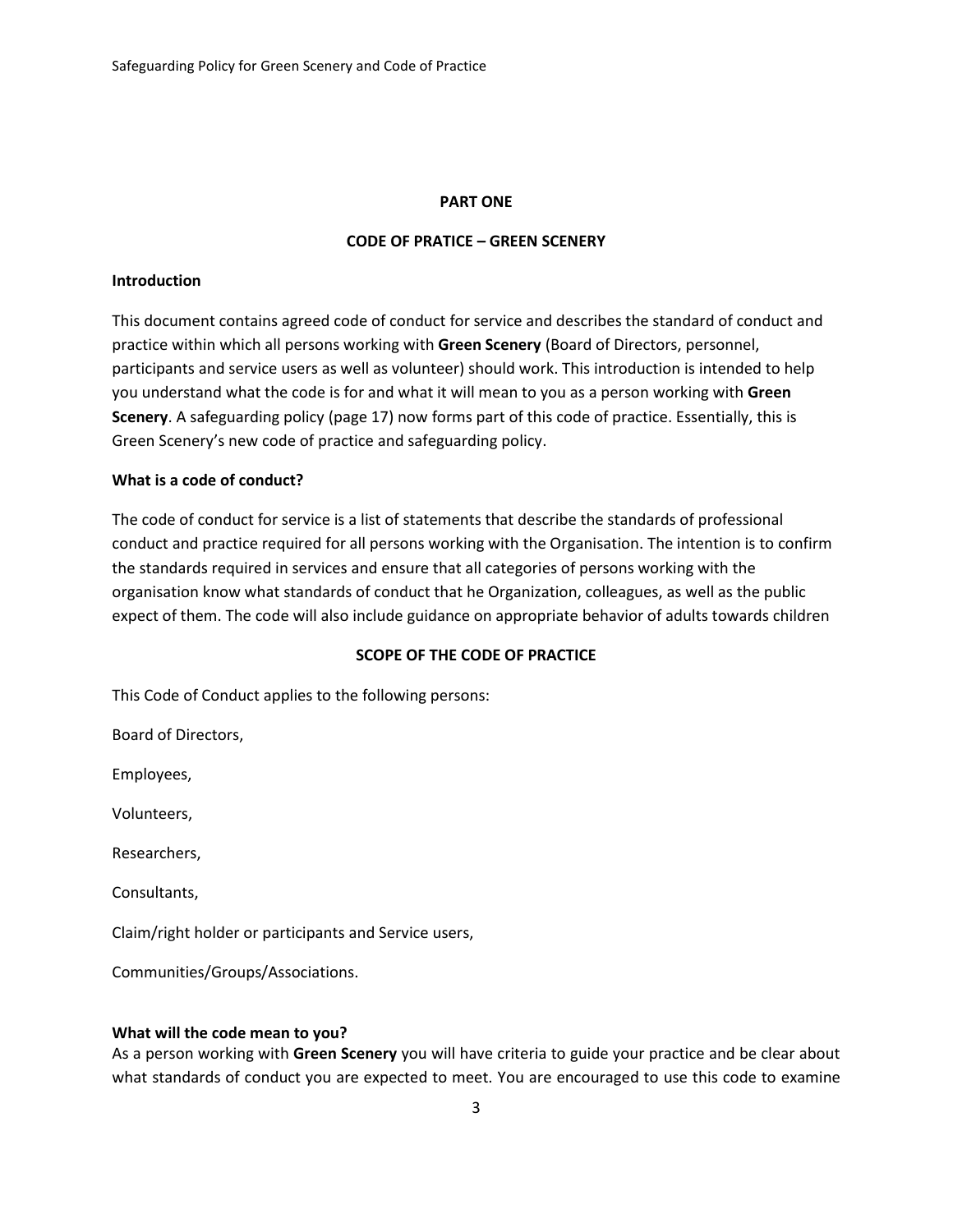## PART ONE

## CODE OF PRATICE – GREEN SCENERY

**Introduction**

This document contains agreed code of conduct for service and describes the standard of conduct and practice within which all persons working with **Green Scenery** (Board of Directors, personnel, participants and service users as well as volunteer) should work. This introduction is intended to help you understand what the code is for and what it will mean to you as a person working with **Green Scenery**. A safeguarding policy (page 17) now forms part of this code of practice. Essentially, this is Green Scenery's new code of practice and safeguarding policy.

**What is a code of conduct?**

The code of conduct for service is a list of statements that describe the standards of professional conduct and practice required for all persons working with the Organisation. The intention is to confirm the standards required in services and ensure that all categories of persons working with the organisation know what standards of conduct that he Organization, colleagues, as well as the public expect of them. The code will also include guidance on appropriate behavior of adults towards children

### SCOPE OF THE CODE OF PRACTICE

This Code of Conduct applies to the following persons:

Board of Directors,

Employees,

Volunteers,

Researchers,

Consultants,

Claim/right holder or participants and Service users,

Communities/Groups/Associations.

**What will the code mean to you?**

As a person working with **Green Scenery** you will have criteria to guide your practice and be clear about what standards of conduct you are expected to meet. You are encouraged to use this code to examine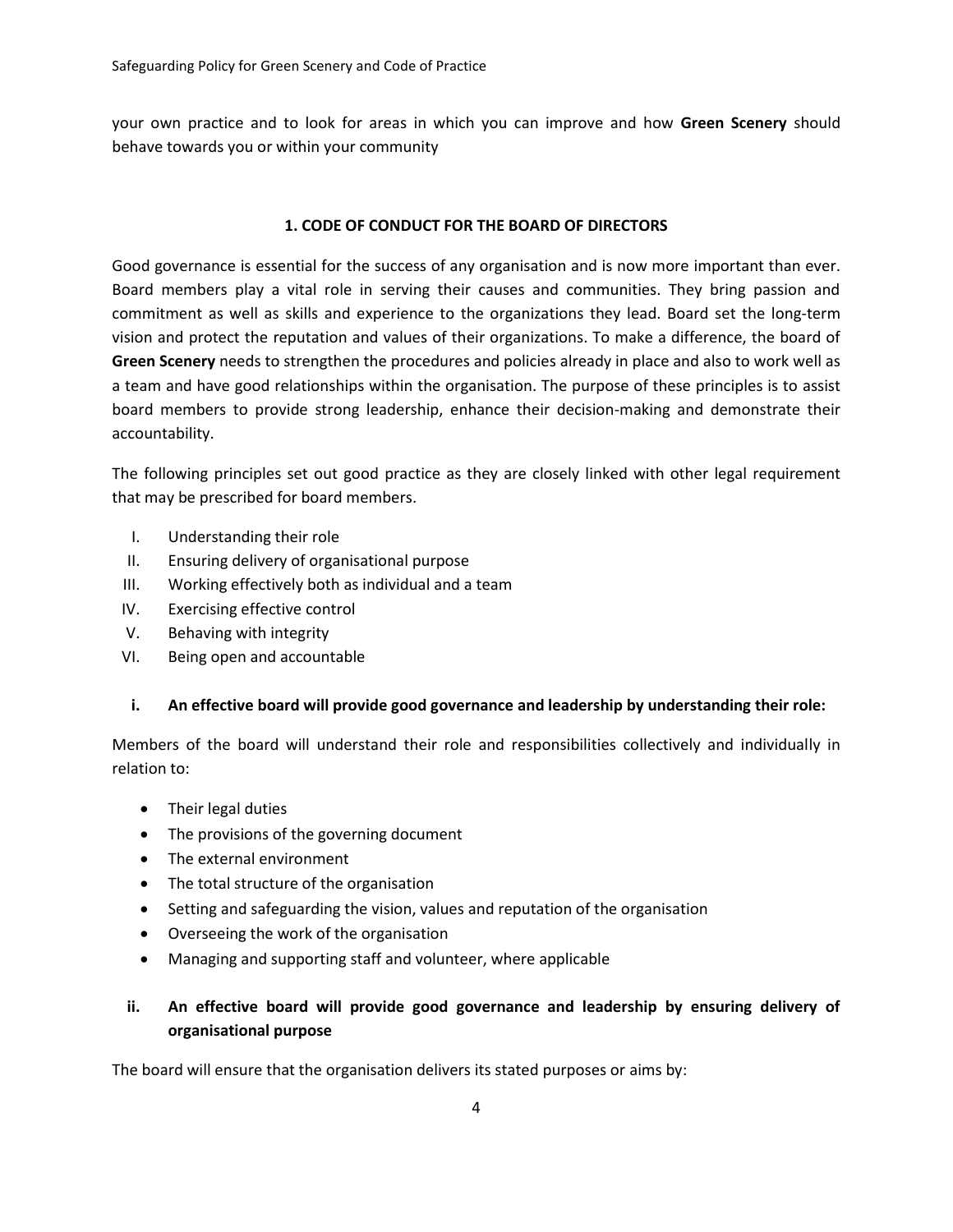your own practice and to look for areas in which you can improve and how **Green Scenery** should behave towards you or within your community

## 1. CODE OF CONDUCT FOR THE BOARD OF DIRECTORS

Good governance is essential for the success of any organisation and is now more important than ever. Board members play a vital role in serving their causes and communities. They bring passion and commitment as well as skills and experience to the organizations they lead. Board set the long-term vision and protect the reputation and values of their organizations. To make a difference, the board of **Green Scenery** needs to strengthen the procedures and policies already in place and also to work well as a team and have good relationships within the organisation. The purpose of these principles is to assist board members to provide strong leadership, enhance their decision-making and demonstrate their accountability.

The following principles set out good practice as they are closely linked with other legal requirement that may be prescribed for board members.

I. Understanding their role
II. Ensuring delivery of organisational purpose
III. Working effectively both as individual and a team
IV. Exercising effective control
V. Behaving with integrity
VI. Being open and accountable

### i. An effective board will provide good governance and leadership by understanding their role:

Members of the board will understand their role and responsibilities collectively and individually in relation to:

- Their legal duties
- The provisions of the governing document
- The external environment
- The total structure of the organisation
- Setting and safeguarding the vision, values and reputation of the organisation
- Overseeing the work of the organisation
- Managing and supporting staff and volunteer, where applicable

### ii. An effective board will provide good governance and leadership by ensuring delivery of organisational purpose

The board will ensure that the organisation delivers its stated purposes or aims by: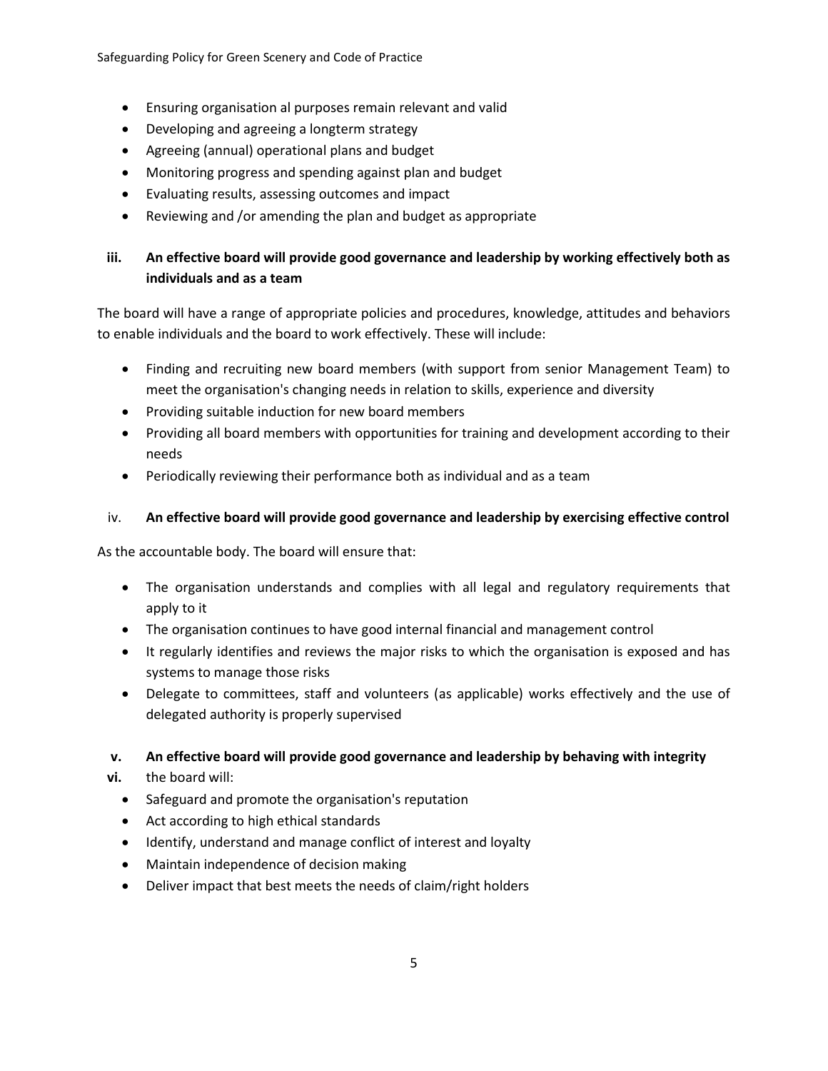- Ensuring organisation al purposes remain relevant and valid
- Developing and agreeing a longterm strategy
- Agreeing (annual) operational plans and budget
- Monitoring progress and spending against plan and budget
- Evaluating results, assessing outcomes and impact
- Reviewing and /or amending the plan and budget as appropriate

**iii. An effective board will provide good governance and leadership by working effectively both as individuals and as a team**

The board will have a range of appropriate policies and procedures, knowledge, attitudes and behaviors to enable individuals and the board to work effectively. These will include:

- Finding and recruiting new board members (with support from senior Management Team) to meet the organisation's changing needs in relation to skills, experience and diversity
- Providing suitable induction for new board members
- Providing all board members with opportunities for training and development according to their needs
- Periodically reviewing their performance both as individual and as a team

iv. **An effective board will provide good governance and leadership by exercising effective control**

As the accountable body. The board will ensure that:

- The organisation understands and complies with all legal and regulatory requirements that apply to it
- The organisation continues to have good internal financial and management control
- It regularly identifies and reviews the major risks to which the organisation is exposed and has systems to manage those risks
- Delegate to committees, staff and volunteers (as applicable) works effectively and the use of delegated authority is properly supervised

**v. An effective board will provide good governance and leadership by behaving with integrity**

**vi.** the board will:

- Safeguard and promote the organisation's reputation
- Act according to high ethical standards
- Identify, understand and manage conflict of interest and loyalty
- Maintain independence of decision making
- Deliver impact that best meets the needs of claim/right holders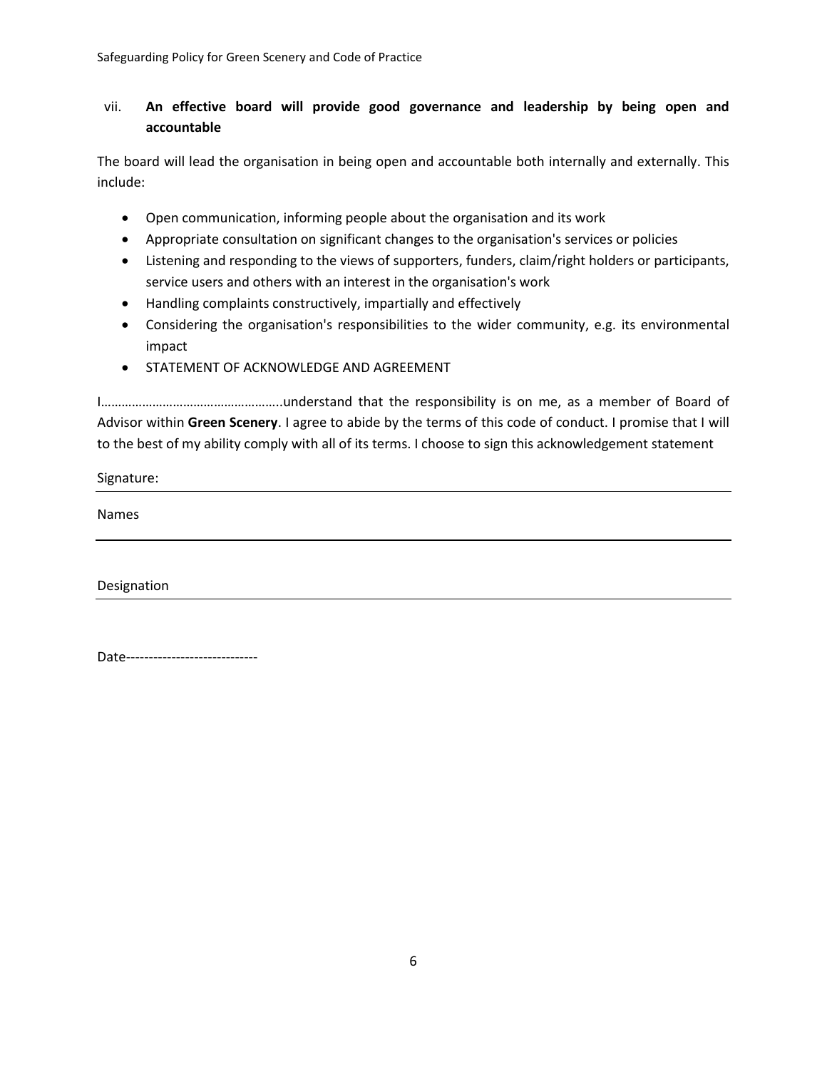vii. **An effective board will provide good governance and leadership by being open and accountable**

The board will lead the organisation in being open and accountable both internally and externally. This include:

- Open communication, informing people about the organisation and its work
- Appropriate consultation on significant changes to the organisation's services or policies
- Listening and responding to the views of supporters, funders, claim/right holders or participants, service users and others with an interest in the organisation's work
- Handling complaints constructively, impartially and effectively
- Considering the organisation's responsibilities to the wider community, e.g. its environmental impact
- STATEMENT OF ACKNOWLEDGE AND AGREEMENT

I……………………………………………..understand that the responsibility is on me, as a member of Board of Advisor within **Green Scenery**. I agree to abide by the terms of this code of conduct. I promise that I will to the best of my ability comply with all of its terms. I choose to sign this acknowledgement statement

Signature: ____________________________________________

Names ____________________________________________

Designation ____________________________________________

Date-----------------------------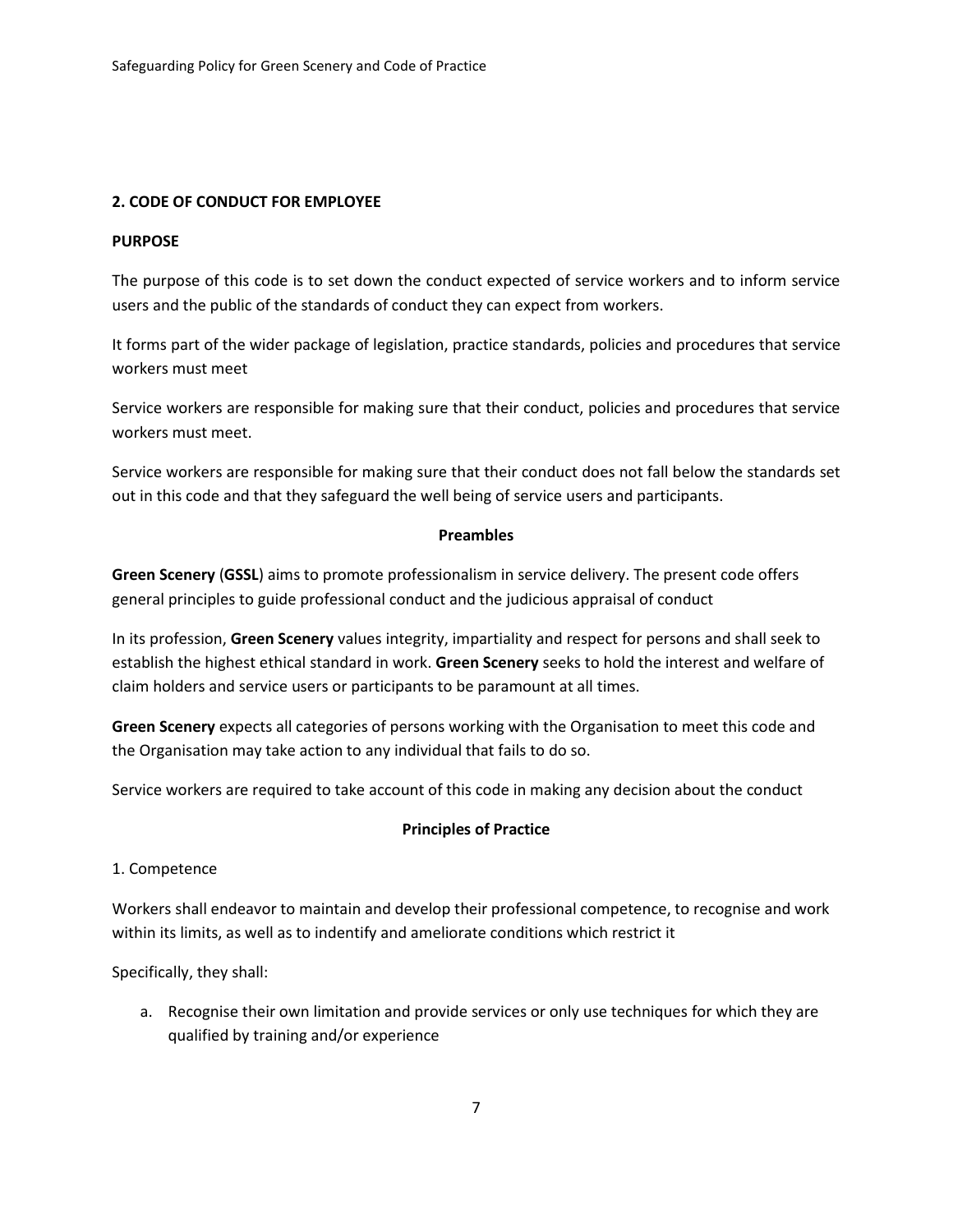## 2. CODE OF CONDUCT FOR EMPLOYEE

**PURPOSE**

The purpose of this code is to set down the conduct expected of service workers and to inform service users and the public of the standards of conduct they can expect from workers.

It forms part of the wider package of legislation, practice standards, policies and procedures that service workers must meet

Service workers are responsible for making sure that their conduct, policies and procedures that service workers must meet.

Service workers are responsible for making sure that their conduct does not fall below the standards set out in this code and that they safeguard the well being of service users and participants.

**Preambles**

**Green Scenery** (**GSSL**) aims to promote professionalism in service delivery. The present code offers general principles to guide professional conduct and the judicious appraisal of conduct

In its profession, **Green Scenery** values integrity, impartiality and respect for persons and shall seek to establish the highest ethical standard in work. **Green Scenery** seeks to hold the interest and welfare of claim holders and service users or participants to be paramount at all times.

**Green Scenery** expects all categories of persons working with the Organisation to meet this code and the Organisation may take action to any individual that fails to do so.

Service workers are required to take account of this code in making any decision about the conduct

**Principles of Practice**

1. Competence

Workers shall endeavor to maintain and develop their professional competence, to recognise and work within its limits, as well as to indentify and ameliorate conditions which restrict it

Specifically, they shall:

a. Recognise their own limitation and provide services or only use techniques for which they are qualified by training and/or experience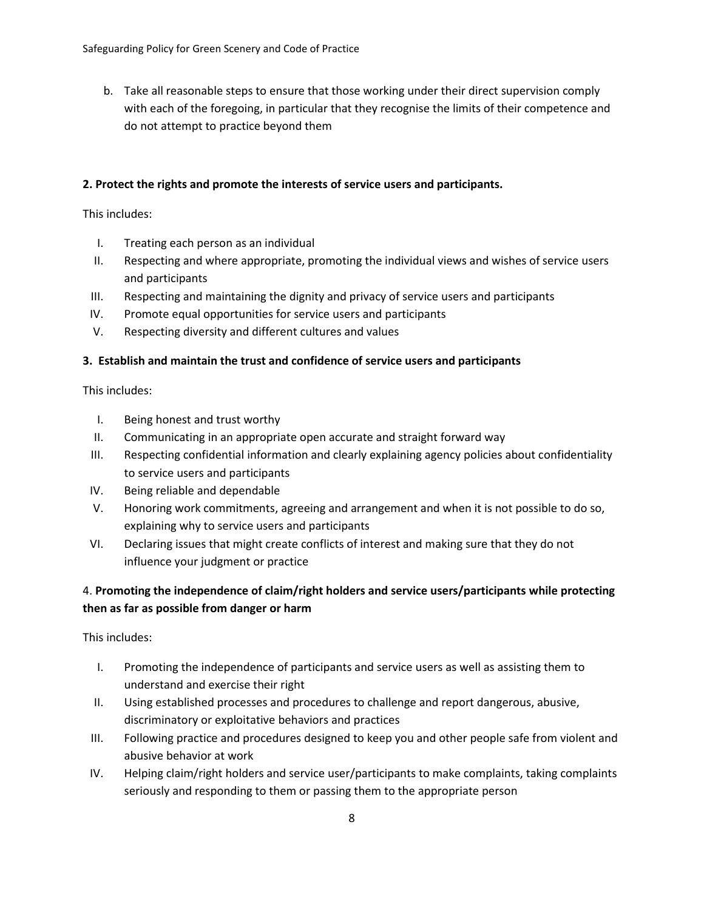b. Take all reasonable steps to ensure that those working under their direct supervision comply with each of the foregoing, in particular that they recognise the limits of their competence and do not attempt to practice beyond them

**2. Protect the rights and promote the interests of service users and participants.**

This includes:

I. Treating each person as an individual
II. Respecting and where appropriate, promoting the individual views and wishes of service users and participants
III. Respecting and maintaining the dignity and privacy of service users and participants
IV. Promote equal opportunities for service users and participants
V. Respecting diversity and different cultures and values

**3. Establish and maintain the trust and confidence of service users and participants**

This includes:

I. Being honest and trust worthy
II. Communicating in an appropriate open accurate and straight forward way
III. Respecting confidential information and clearly explaining agency policies about confidentiality to service users and participants
IV. Being reliable and dependable
V. Honoring work commitments, agreeing and arrangement and when it is not possible to do so, explaining why to service users and participants
VI. Declaring issues that might create conflicts of interest and making sure that they do not influence your judgment or practice

4. **Promoting the independence of claim/right holders and service users/participants while protecting then as far as possible from danger or harm**

This includes:

I. Promoting the independence of participants and service users as well as assisting them to understand and exercise their right
II. Using established processes and procedures to challenge and report dangerous, abusive, discriminatory or exploitative behaviors and practices
III. Following practice and procedures designed to keep you and other people safe from violent and abusive behavior at work
IV. Helping claim/right holders and service user/participants to make complaints, taking complaints seriously and responding to them or passing them to the appropriate person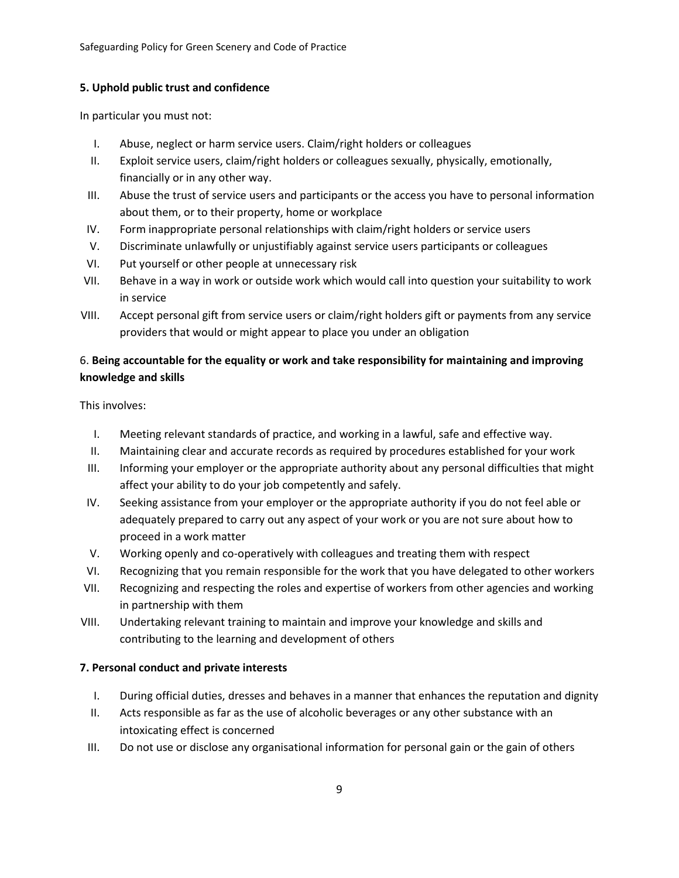**5. Uphold public trust and confidence**

In particular you must not:

I. Abuse, neglect or harm service users. Claim/right holders or colleagues
II. Exploit service users, claim/right holders or colleagues sexually, physically, emotionally, financially or in any other way.
III. Abuse the trust of service users and participants or the access you have to personal information about them, or to their property, home or workplace
IV. Form inappropriate personal relationships with claim/right holders or service users
V. Discriminate unlawfully or unjustifiably against service users participants or colleagues
VI. Put yourself or other people at unnecessary risk
VII. Behave in a way in work or outside work which would call into question your suitability to work in service
VIII. Accept personal gift from service users or claim/right holders gift or payments from any service providers that would or might appear to place you under an obligation

6. **Being accountable for the equality or work and take responsibility for maintaining and improving knowledge and skills**

This involves:

I. Meeting relevant standards of practice, and working in a lawful, safe and effective way.
II. Maintaining clear and accurate records as required by procedures established for your work
III. Informing your employer or the appropriate authority about any personal difficulties that might affect your ability to do your job competently and safely.
IV. Seeking assistance from your employer or the appropriate authority if you do not feel able or adequately prepared to carry out any aspect of your work or you are not sure about how to proceed in a work matter
V. Working openly and co-operatively with colleagues and treating them with respect
VI. Recognizing that you remain responsible for the work that you have delegated to other workers
VII. Recognizing and respecting the roles and expertise of workers from other agencies and working in partnership with them
VIII. Undertaking relevant training to maintain and improve your knowledge and skills and contributing to the learning and development of others

**7. Personal conduct and private interests**

I. During official duties, dresses and behaves in a manner that enhances the reputation and dignity
II. Acts responsible as far as the use of alcoholic beverages or any other substance with an intoxicating effect is concerned
III. Do not use or disclose any organisational information for personal gain or the gain of others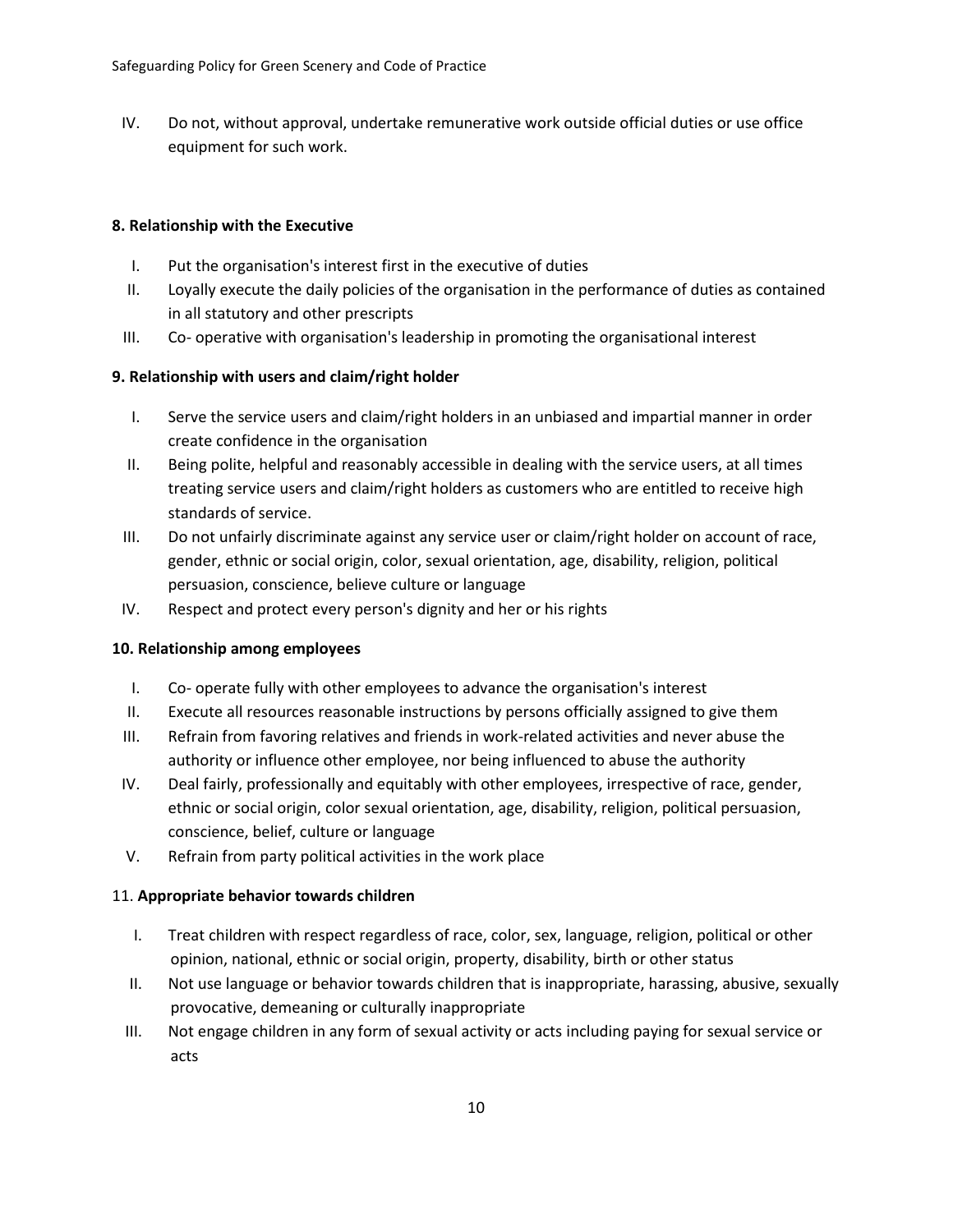IV. Do not, without approval, undertake remunerative work outside official duties or use office equipment for such work.

**8. Relationship with the Executive**

I. Put the organisation's interest first in the executive of duties
II. Loyally execute the daily policies of the organisation in the performance of duties as contained in all statutory and other prescripts
III. Co- operative with organisation's leadership in promoting the organisational interest

**9. Relationship with users and claim/right holder**

I. Serve the service users and claim/right holders in an unbiased and impartial manner in order create confidence in the organisation
II. Being polite, helpful and reasonably accessible in dealing with the service users, at all times treating service users and claim/right holders as customers who are entitled to receive high standards of service.
III. Do not unfairly discriminate against any service user or claim/right holder on account of race, gender, ethnic or social origin, color, sexual orientation, age, disability, religion, political persuasion, conscience, believe culture or language
IV. Respect and protect every person's dignity and her or his rights

**10. Relationship among employees**

I. Co- operate fully with other employees to advance the organisation's interest
II. Execute all resources reasonable instructions by persons officially assigned to give them
III. Refrain from favoring relatives and friends in work-related activities and never abuse the authority or influence other employee, nor being influenced to abuse the authority
IV. Deal fairly, professionally and equitably with other employees, irrespective of race, gender, ethnic or social origin, color sexual orientation, age, disability, religion, political persuasion, conscience, belief, culture or language
V. Refrain from party political activities in the work place

11. **Appropriate behavior towards children**

I. Treat children with respect regardless of race, color, sex, language, religion, political or other opinion, national, ethnic or social origin, property, disability, birth or other status
II. Not use language or behavior towards children that is inappropriate, harassing, abusive, sexually provocative, demeaning or culturally inappropriate
III. Not engage children in any form of sexual activity or acts including paying for sexual service or acts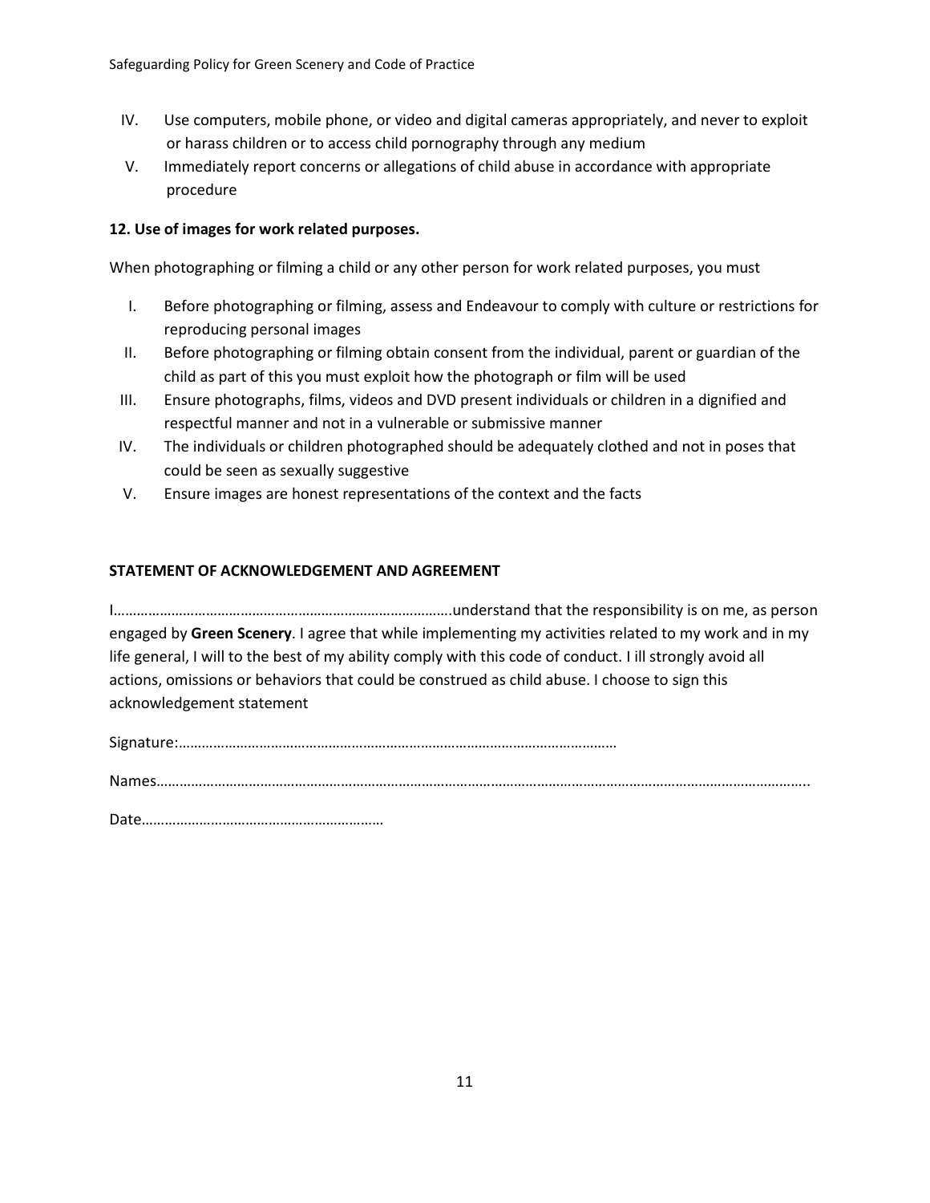IV. Use computers, mobile phone, or video and digital cameras appropriately, and never to exploit or harass children or to access child pornography through any medium

V. Immediately report concerns or allegations of child abuse in accordance with appropriate procedure

**12. Use of images for work related purposes.**

When photographing or filming a child or any other person for work related purposes, you must

I. Before photographing or filming, assess and Endeavour to comply with culture or restrictions for reproducing personal images

II. Before photographing or filming obtain consent from the individual, parent or guardian of the child as part of this you must exploit how the photograph or film will be used

III. Ensure photographs, films, videos and DVD present individuals or children in a dignified and respectful manner and not in a vulnerable or submissive manner

IV. The individuals or children photographed should be adequately clothed and not in poses that could be seen as sexually suggestive

V. Ensure images are honest representations of the context and the facts

**STATEMENT OF ACKNOWLEDGEMENT AND AGREEMENT**

I…………………………………………………………………………….understand that the responsibility is on me, as person engaged by **Green Scenery**. I agree that while implementing my activities related to my work and in my life general, I will to the best of my ability comply with this code of conduct. I ill strongly avoid all actions, omissions or behaviors that could be construed as child abuse. I choose to sign this acknowledgement statement

Signature:……………………………………………………………………………………………………

Names…………………………………………………………………………………………………………………………………………………..

Date………………………………………………………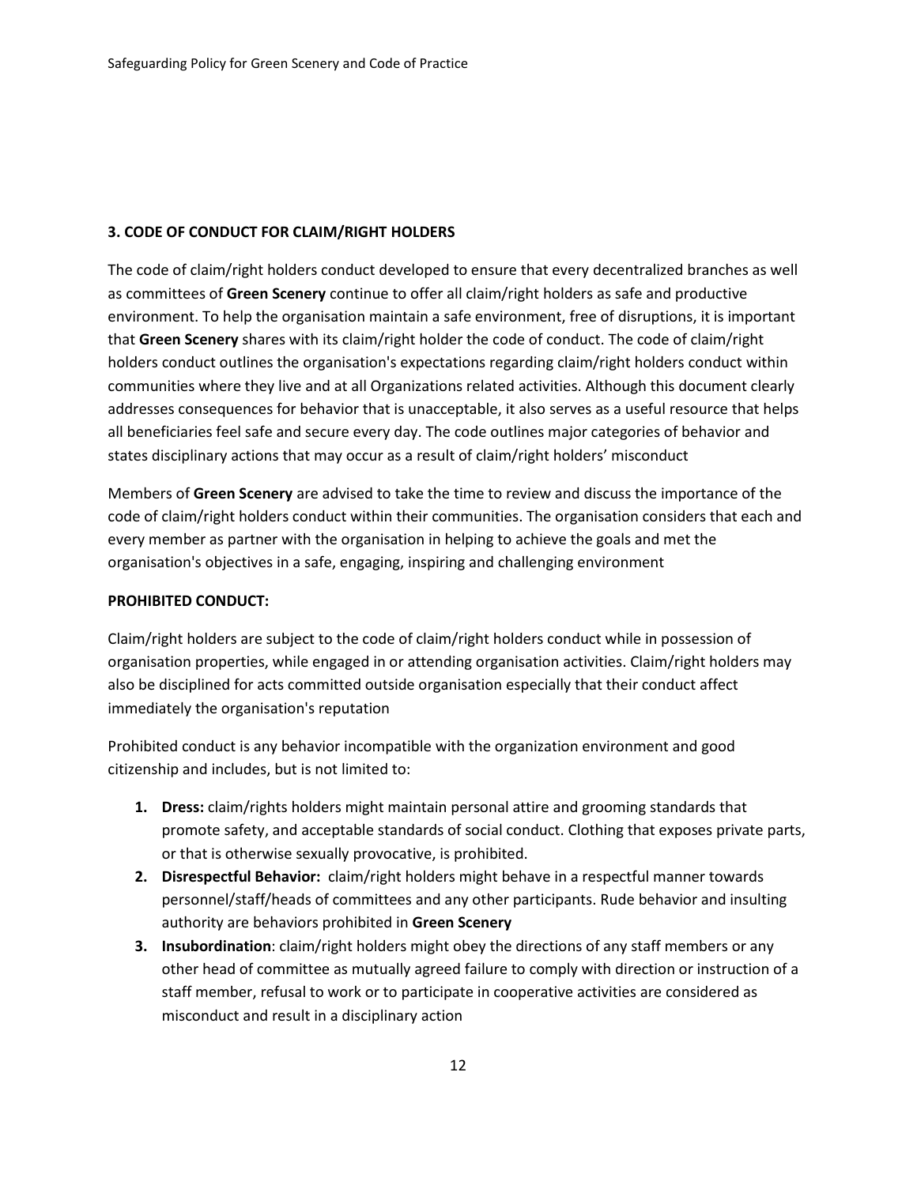## 3. CODE OF CONDUCT FOR CLAIM/RIGHT HOLDERS

The code of claim/right holders conduct developed to ensure that every decentralized branches as well as committees of **Green Scenery** continue to offer all claim/right holders as safe and productive environment. To help the organisation maintain a safe environment, free of disruptions, it is important that **Green Scenery** shares with its claim/right holder the code of conduct. The code of claim/right holders conduct outlines the organisation's expectations regarding claim/right holders conduct within communities where they live and at all Organizations related activities. Although this document clearly addresses consequences for behavior that is unacceptable, it also serves as a useful resource that helps all beneficiaries feel safe and secure every day. The code outlines major categories of behavior and states disciplinary actions that may occur as a result of claim/right holders' misconduct

Members of **Green Scenery** are advised to take the time to review and discuss the importance of the code of claim/right holders conduct within their communities. The organisation considers that each and every member as partner with the organisation in helping to achieve the goals and met the organisation's objectives in a safe, engaging, inspiring and challenging environment

**PROHIBITED CONDUCT:**

Claim/right holders are subject to the code of claim/right holders conduct while in possession of organisation properties, while engaged in or attending organisation activities. Claim/right holders may also be disciplined for acts committed outside organisation especially that their conduct affect immediately the organisation's reputation

Prohibited conduct is any behavior incompatible with the organization environment and good citizenship and includes, but is not limited to:

1. **Dress:** claim/rights holders might maintain personal attire and grooming standards that promote safety, and acceptable standards of social conduct. Clothing that exposes private parts, or that is otherwise sexually provocative, is prohibited.
2. **Disrespectful Behavior:** claim/right holders might behave in a respectful manner towards personnel/staff/heads of committees and any other participants. Rude behavior and insulting authority are behaviors prohibited in **Green Scenery**
3. **Insubordination**: claim/right holders might obey the directions of any staff members or any other head of committee as mutually agreed failure to comply with direction or instruction of a staff member, refusal to work or to participate in cooperative activities are considered as misconduct and result in a disciplinary action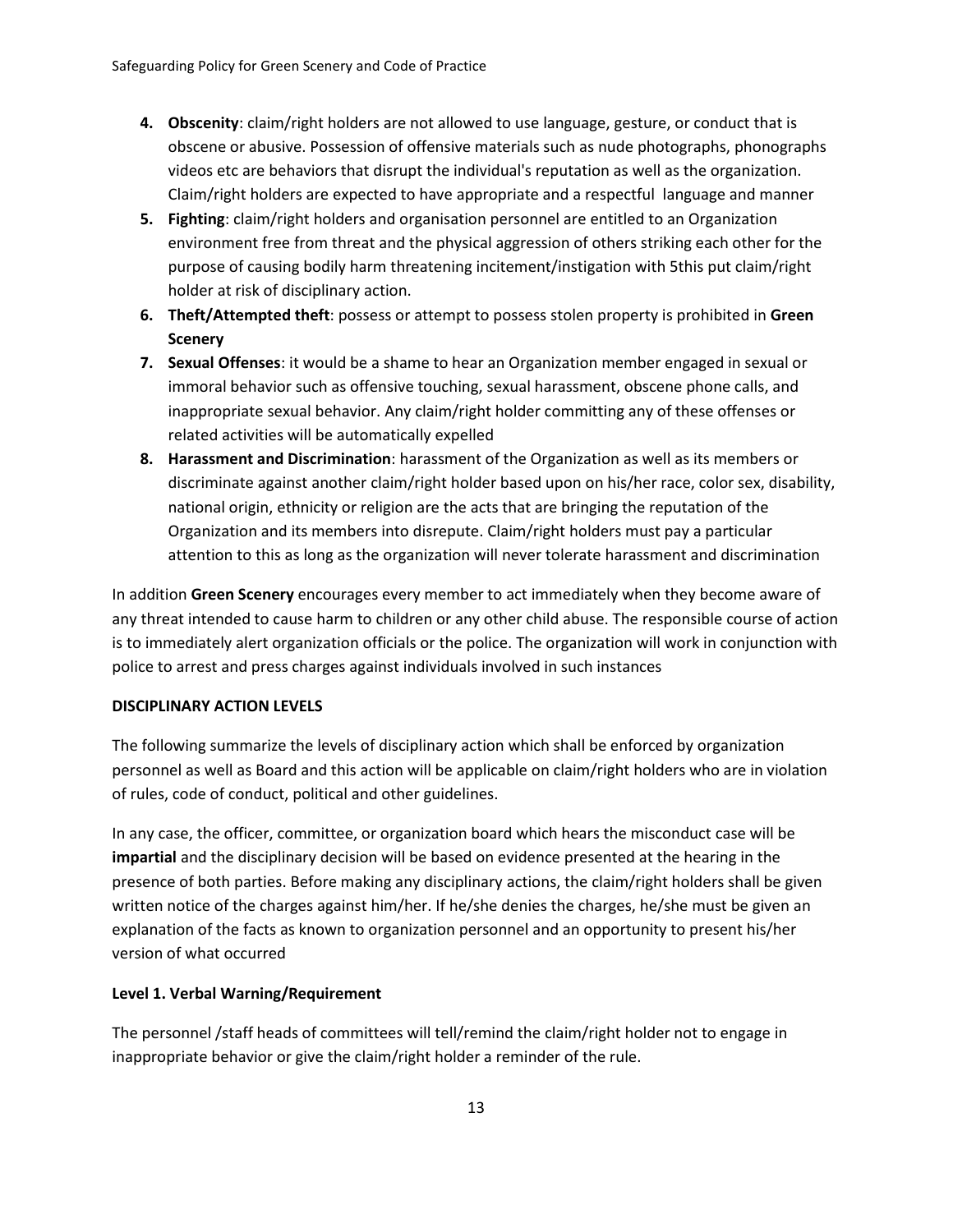4. **Obscenity**: claim/right holders are not allowed to use language, gesture, or conduct that is obscene or abusive. Possession of offensive materials such as nude photographs, phonographs videos etc are behaviors that disrupt the individual's reputation as well as the organization. Claim/right holders are expected to have appropriate and a respectful language and manner
5. **Fighting**: claim/right holders and organisation personnel are entitled to an Organization environment free from threat and the physical aggression of others striking each other for the purpose of causing bodily harm threatening incitement/instigation with 5this put claim/right holder at risk of disciplinary action.
6. **Theft/Attempted theft**: possess or attempt to possess stolen property is prohibited in **Green Scenery**
7. **Sexual Offenses**: it would be a shame to hear an Organization member engaged in sexual or immoral behavior such as offensive touching, sexual harassment, obscene phone calls, and inappropriate sexual behavior. Any claim/right holder committing any of these offenses or related activities will be automatically expelled
8. **Harassment and Discrimination**: harassment of the Organization as well as its members or discriminate against another claim/right holder based upon on his/her race, color sex, disability, national origin, ethnicity or religion are the acts that are bringing the reputation of the Organization and its members into disrepute. Claim/right holders must pay a particular attention to this as long as the organization will never tolerate harassment and discrimination

In addition **Green Scenery** encourages every member to act immediately when they become aware of any threat intended to cause harm to children or any other child abuse. The responsible course of action is to immediately alert organization officials or the police. The organization will work in conjunction with police to arrest and press charges against individuals involved in such instances

**DISCIPLINARY ACTION LEVELS**

The following summarize the levels of disciplinary action which shall be enforced by organization personnel as well as Board and this action will be applicable on claim/right holders who are in violation of rules, code of conduct, political and other guidelines.

In any case, the officer, committee, or organization board which hears the misconduct case will be **impartial** and the disciplinary decision will be based on evidence presented at the hearing in the presence of both parties. Before making any disciplinary actions, the claim/right holders shall be given written notice of the charges against him/her. If he/she denies the charges, he/she must be given an explanation of the facts as known to organization personnel and an opportunity to present his/her version of what occurred

**Level 1. Verbal Warning/Requirement**

The personnel /staff heads of committees will tell/remind the claim/right holder not to engage in inappropriate behavior or give the claim/right holder a reminder of the rule.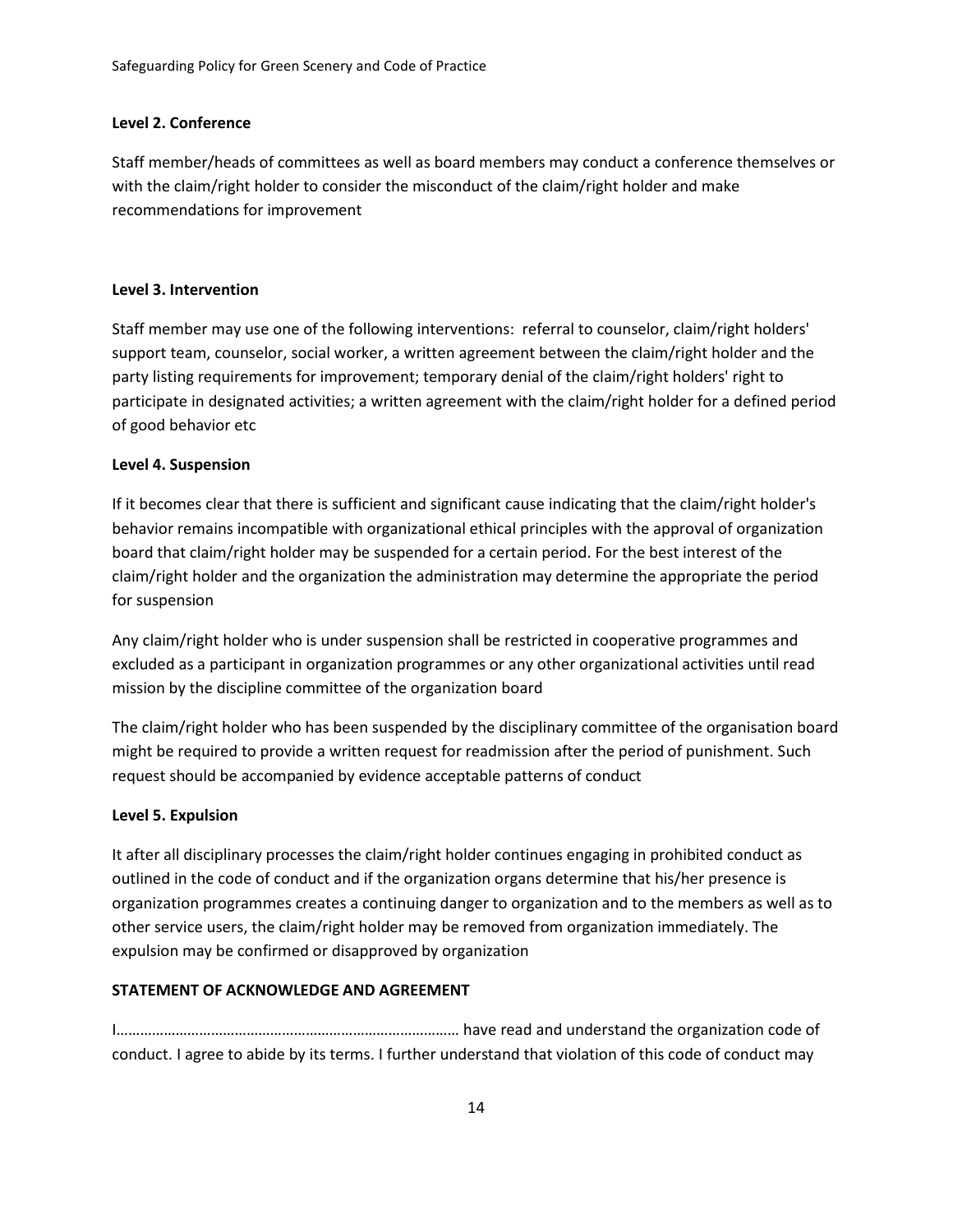**Level 2. Conference**

Staff member/heads of committees as well as board members may conduct a conference themselves or with the claim/right holder to consider the misconduct of the claim/right holder and make recommendations for improvement

**Level 3. Intervention**

Staff member may use one of the following interventions: referral to counselor, claim/right holders' support team, counselor, social worker, a written agreement between the claim/right holder and the party listing requirements for improvement; temporary denial of the claim/right holders' right to participate in designated activities; a written agreement with the claim/right holder for a defined period of good behavior etc

**Level 4. Suspension**

If it becomes clear that there is sufficient and significant cause indicating that the claim/right holder's behavior remains incompatible with organizational ethical principles with the approval of organization board that claim/right holder may be suspended for a certain period. For the best interest of the claim/right holder and the organization the administration may determine the appropriate the period for suspension

Any claim/right holder who is under suspension shall be restricted in cooperative programmes and excluded as a participant in organization programmes or any other organizational activities until read mission by the discipline committee of the organization board

The claim/right holder who has been suspended by the disciplinary committee of the organisation board might be required to provide a written request for readmission after the period of punishment. Such request should be accompanied by evidence acceptable patterns of conduct

**Level 5. Expulsion**

It after all disciplinary processes the claim/right holder continues engaging in prohibited conduct as outlined in the code of conduct and if the organization organs determine that his/her presence is organization programmes creates a continuing danger to organization and to the members as well as to other service users, the claim/right holder may be removed from organization immediately. The expulsion may be confirmed or disapproved by organization

**STATEMENT OF ACKNOWLEDGE AND AGREEMENT**

I………………………………………………………………………… have read and understand the organization code of conduct. I agree to abide by its terms. I further understand that violation of this code of conduct may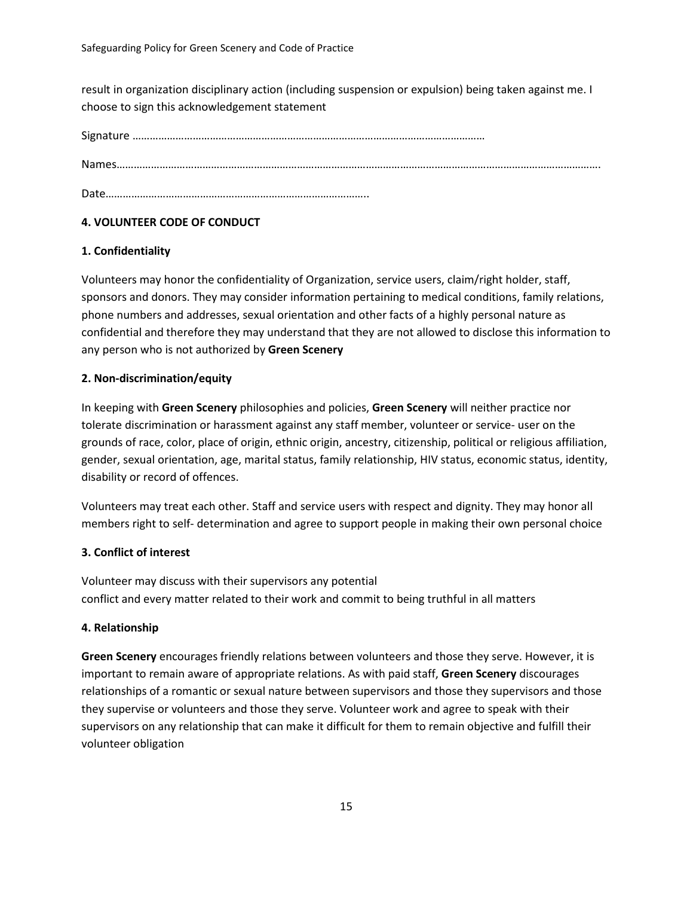result in organization disciplinary action (including suspension or expulsion) being taken against me. I choose to sign this acknowledgement statement

Signature ………………………………………………………………………………………………………

Names…………………………………………………………………………………………………………………………………………………….

Date……………………………………………………………………………..

**4. VOLUNTEER CODE OF CONDUCT**

**1. Confidentiality**

Volunteers may honor the confidentiality of Organization, service users, claim/right holder, staff, sponsors and donors. They may consider information pertaining to medical conditions, family relations, phone numbers and addresses, sexual orientation and other facts of a highly personal nature as confidential and therefore they may understand that they are not allowed to disclose this information to any person who is not authorized by **Green Scenery**

**2. Non-discrimination/equity**

In keeping with **Green Scenery** philosophies and policies, **Green Scenery** will neither practice nor tolerate discrimination or harassment against any staff member, volunteer or service- user on the grounds of race, color, place of origin, ethnic origin, ancestry, citizenship, political or religious affiliation, gender, sexual orientation, age, marital status, family relationship, HIV status, economic status, identity, disability or record of offences.

Volunteers may treat each other. Staff and service users with respect and dignity. They may honor all members right to self- determination and agree to support people in making their own personal choice

**3. Conflict of interest**

Volunteer may discuss with their supervisors any potential
conflict and every matter related to their work and commit to being truthful in all matters

**4. Relationship**

**Green Scenery** encourages friendly relations between volunteers and those they serve. However, it is important to remain aware of appropriate relations. As with paid staff, **Green Scenery** discourages relationships of a romantic or sexual nature between supervisors and those they supervisors and those they supervise or volunteers and those they serve. Volunteer work and agree to speak with their supervisors on any relationship that can make it difficult for them to remain objective and fulfill their volunteer obligation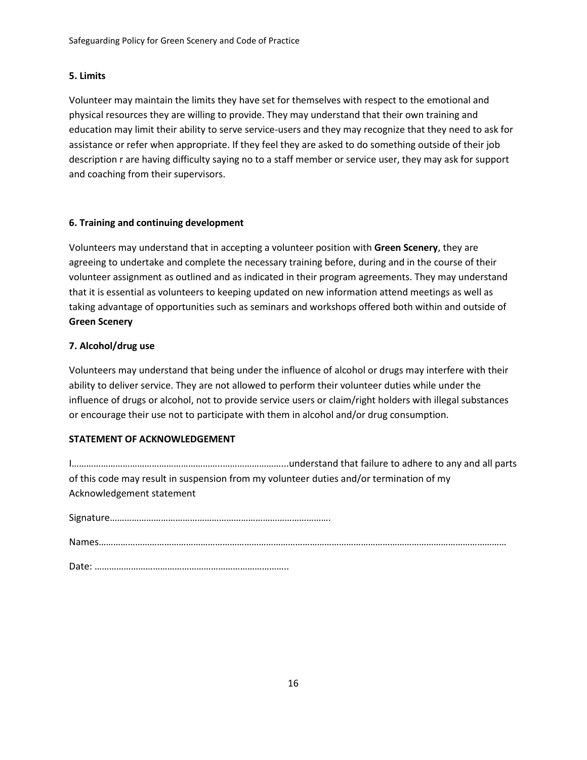### 5. Limits

Volunteer may maintain the limits they have set for themselves with respect to the emotional and physical resources they are willing to provide. They may understand that their own training and education may limit their ability to serve service-users and they may recognize that they need to ask for assistance or refer when appropriate. If they feel they are asked to do something outside of their job description r are having difficulty saying no to a staff member or service user, they may ask for support and coaching from their supervisors.

### 6. Training and continuing development

Volunteers may understand that in accepting a volunteer position with **Green Scenery**, they are agreeing to undertake and complete the necessary training before, during and in the course of their volunteer assignment as outlined and as indicated in their program agreements. They may understand that it is essential as volunteers to keeping updated on new information attend meetings as well as taking advantage of opportunities such as seminars and workshops offered both within and outside of **Green Scenery**

### 7. Alcohol/drug use

Volunteers may understand that being under the influence of alcohol or drugs may interfere with their ability to deliver service. They are not allowed to perform their volunteer duties while under the influence of drugs or alcohol, not to provide service users or claim/right holders with illegal substances or encourage their use not to participate with them in alcohol and/or drug consumption.

**STATEMENT OF ACKNOWLEDGEMENT**

I………………………………………………….………………………..understand that failure to adhere to any and all parts of this code may result in suspension from my volunteer duties and/or termination of my Acknowledgement statement

Signature……………………………………………………………………………….

Names………………………………………………………………………………………………………………………………………………

Date: ……………………………………………………………………..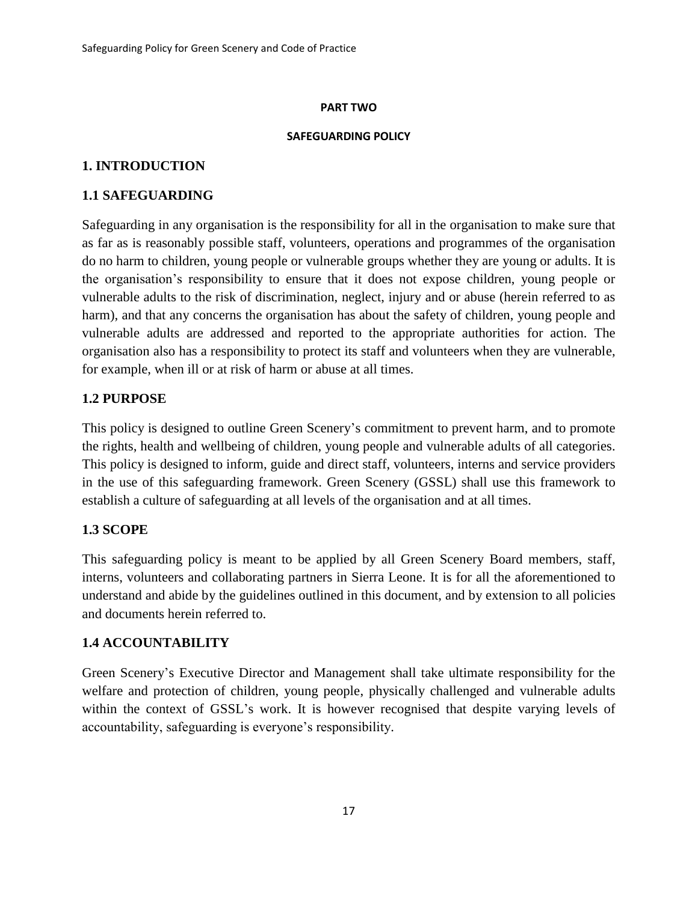**PART TWO**

**SAFEGUARDING POLICY**

# 1. INTRODUCTION

## 1.1 SAFEGUARDING

Safeguarding in any organisation is the responsibility for all in the organisation to make sure that as far as is reasonably possible staff, volunteers, operations and programmes of the organisation do no harm to children, young people or vulnerable groups whether they are young or adults. It is the organisation's responsibility to ensure that it does not expose children, young people or vulnerable adults to the risk of discrimination, neglect, injury and or abuse (herein referred to as harm), and that any concerns the organisation has about the safety of children, young people and vulnerable adults are addressed and reported to the appropriate authorities for action. The organisation also has a responsibility to protect its staff and volunteers when they are vulnerable, for example, when ill or at risk of harm or abuse at all times.

## 1.2 PURPOSE

This policy is designed to outline Green Scenery's commitment to prevent harm, and to promote the rights, health and wellbeing of children, young people and vulnerable adults of all categories. This policy is designed to inform, guide and direct staff, volunteers, interns and service providers in the use of this safeguarding framework. Green Scenery (GSSL) shall use this framework to establish a culture of safeguarding at all levels of the organisation and at all times.

## 1.3 SCOPE

This safeguarding policy is meant to be applied by all Green Scenery Board members, staff, interns, volunteers and collaborating partners in Sierra Leone. It is for all the aforementioned to understand and abide by the guidelines outlined in this document, and by extension to all policies and documents herein referred to.

## 1.4 ACCOUNTABILITY

Green Scenery's Executive Director and Management shall take ultimate responsibility for the welfare and protection of children, young people, physically challenged and vulnerable adults within the context of GSSL's work. It is however recognised that despite varying levels of accountability, safeguarding is everyone's responsibility.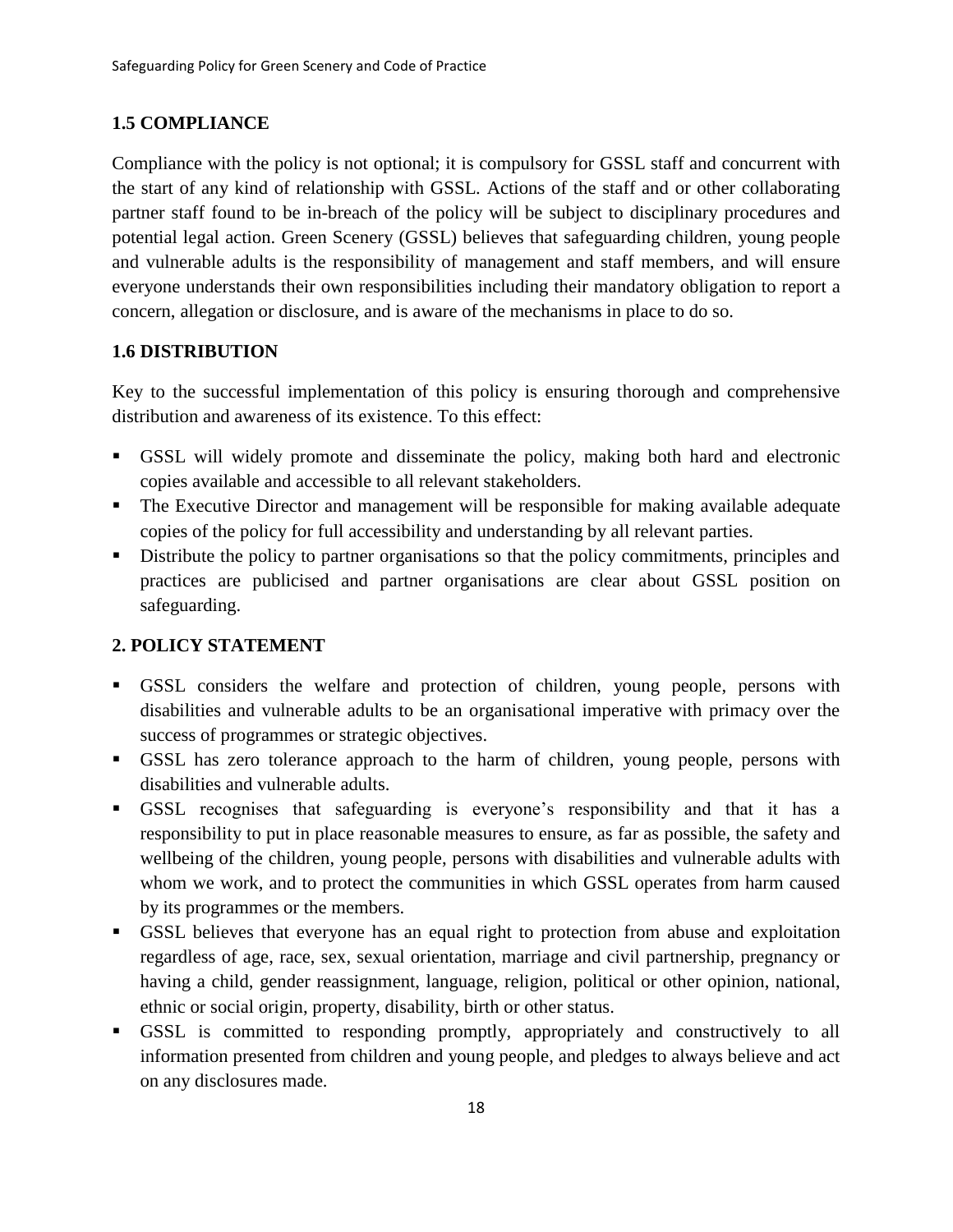### 1.5 COMPLIANCE

Compliance with the policy is not optional; it is compulsory for GSSL staff and concurrent with the start of any kind of relationship with GSSL. Actions of the staff and or other collaborating partner staff found to be in-breach of the policy will be subject to disciplinary procedures and potential legal action. Green Scenery (GSSL) believes that safeguarding children, young people and vulnerable adults is the responsibility of management and staff members, and will ensure everyone understands their own responsibilities including their mandatory obligation to report a concern, allegation or disclosure, and is aware of the mechanisms in place to do so.

### 1.6 DISTRIBUTION

Key to the successful implementation of this policy is ensuring thorough and comprehensive distribution and awareness of its existence. To this effect:

- GSSL will widely promote and disseminate the policy, making both hard and electronic copies available and accessible to all relevant stakeholders.
- The Executive Director and management will be responsible for making available adequate copies of the policy for full accessibility and understanding by all relevant parties.
- Distribute the policy to partner organisations so that the policy commitments, principles and practices are publicised and partner organisations are clear about GSSL position on safeguarding.

## 2. POLICY STATEMENT

- GSSL considers the welfare and protection of children, young people, persons with disabilities and vulnerable adults to be an organisational imperative with primacy over the success of programmes or strategic objectives.
- GSSL has zero tolerance approach to the harm of children, young people, persons with disabilities and vulnerable adults.
- GSSL recognises that safeguarding is everyone's responsibility and that it has a responsibility to put in place reasonable measures to ensure, as far as possible, the safety and wellbeing of the children, young people, persons with disabilities and vulnerable adults with whom we work, and to protect the communities in which GSSL operates from harm caused by its programmes or the members.
- GSSL believes that everyone has an equal right to protection from abuse and exploitation regardless of age, race, sex, sexual orientation, marriage and civil partnership, pregnancy or having a child, gender reassignment, language, religion, political or other opinion, national, ethnic or social origin, property, disability, birth or other status.
- GSSL is committed to responding promptly, appropriately and constructively to all information presented from children and young people, and pledges to always believe and act on any disclosures made.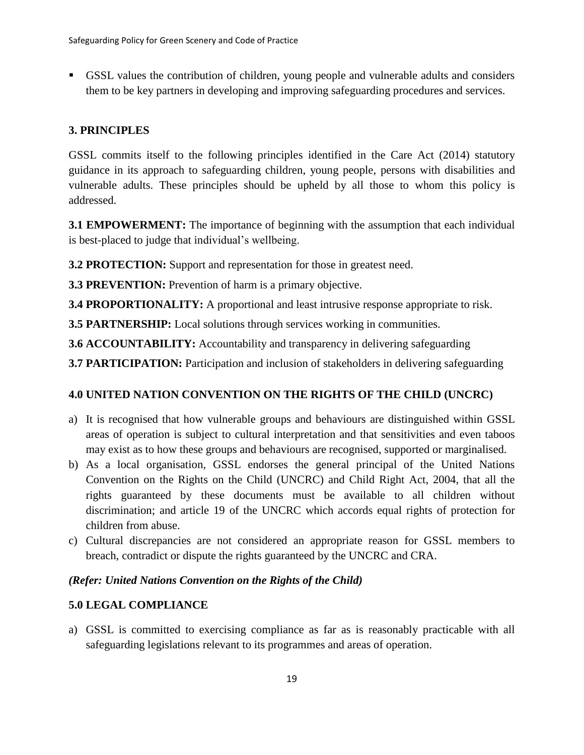- GSSL values the contribution of children, young people and vulnerable adults and considers them to be key partners in developing and improving safeguarding procedures and services.

## 3. PRINCIPLES

GSSL commits itself to the following principles identified in the Care Act (2014) statutory guidance in its approach to safeguarding children, young people, persons with disabilities and vulnerable adults. These principles should be upheld by all those to whom this policy is addressed.

**3.1 EMPOWERMENT:** The importance of beginning with the assumption that each individual is best-placed to judge that individual's wellbeing.

**3.2 PROTECTION:** Support and representation for those in greatest need.

**3.3 PREVENTION:** Prevention of harm is a primary objective.

**3.4 PROPORTIONALITY:** A proportional and least intrusive response appropriate to risk.

**3.5 PARTNERSHIP:** Local solutions through services working in communities.

**3.6 ACCOUNTABILITY:** Accountability and transparency in delivering safeguarding

**3.7 PARTICIPATION:** Participation and inclusion of stakeholders in delivering safeguarding

## 4.0 UNITED NATION CONVENTION ON THE RIGHTS OF THE CHILD (UNCRC)

a) It is recognised that how vulnerable groups and behaviours are distinguished within GSSL areas of operation is subject to cultural interpretation and that sensitivities and even taboos may exist as to how these groups and behaviours are recognised, supported or marginalised.
b) As a local organisation, GSSL endorses the general principal of the United Nations Convention on the Rights on the Child (UNCRC) and Child Right Act, 2004, that all the rights guaranteed by these documents must be available to all children without discrimination; and article 19 of the UNCRC which accords equal rights of protection for children from abuse.
c) Cultural discrepancies are not considered an appropriate reason for GSSL members to breach, contradict or dispute the rights guaranteed by the UNCRC and CRA.

***(Refer: United Nations Convention on the Rights of the Child)***

## 5.0 LEGAL COMPLIANCE

a) GSSL is committed to exercising compliance as far as is reasonably practicable with all safeguarding legislations relevant to its programmes and areas of operation.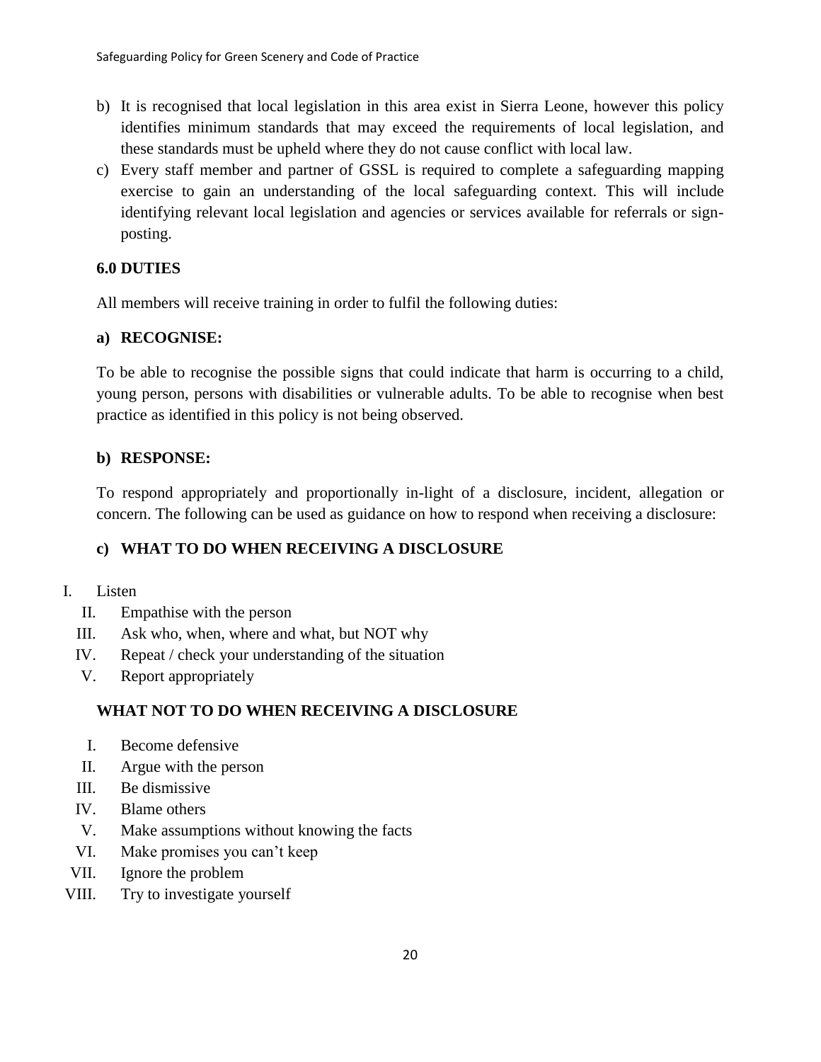b) It is recognised that local legislation in this area exist in Sierra Leone, however this policy identifies minimum standards that may exceed the requirements of local legislation, and these standards must be upheld where they do not cause conflict with local law.

c) Every staff member and partner of GSSL is required to complete a safeguarding mapping exercise to gain an understanding of the local safeguarding context. This will include identifying relevant local legislation and agencies or services available for referrals or sign-posting.

## 6.0 DUTIES

All members will receive training in order to fulfil the following duties:

### a) RECOGNISE:

To be able to recognise the possible signs that could indicate that harm is occurring to a child, young person, persons with disabilities or vulnerable adults. To be able to recognise when best practice as identified in this policy is not being observed.

### b) RESPONSE:

To respond appropriately and proportionally in-light of a disclosure, incident, allegation or concern. The following can be used as guidance on how to respond when receiving a disclosure:

### c) WHAT TO DO WHEN RECEIVING A DISCLOSURE

I. Listen
II. Empathise with the person
III. Ask who, when, where and what, but NOT why
IV. Repeat / check your understanding of the situation
V. Report appropriately

### WHAT NOT TO DO WHEN RECEIVING A DISCLOSURE

I. Become defensive
II. Argue with the person
III. Be dismissive
IV. Blame others
V. Make assumptions without knowing the facts
VI. Make promises you can't keep
VII. Ignore the problem
VIII. Try to investigate yourself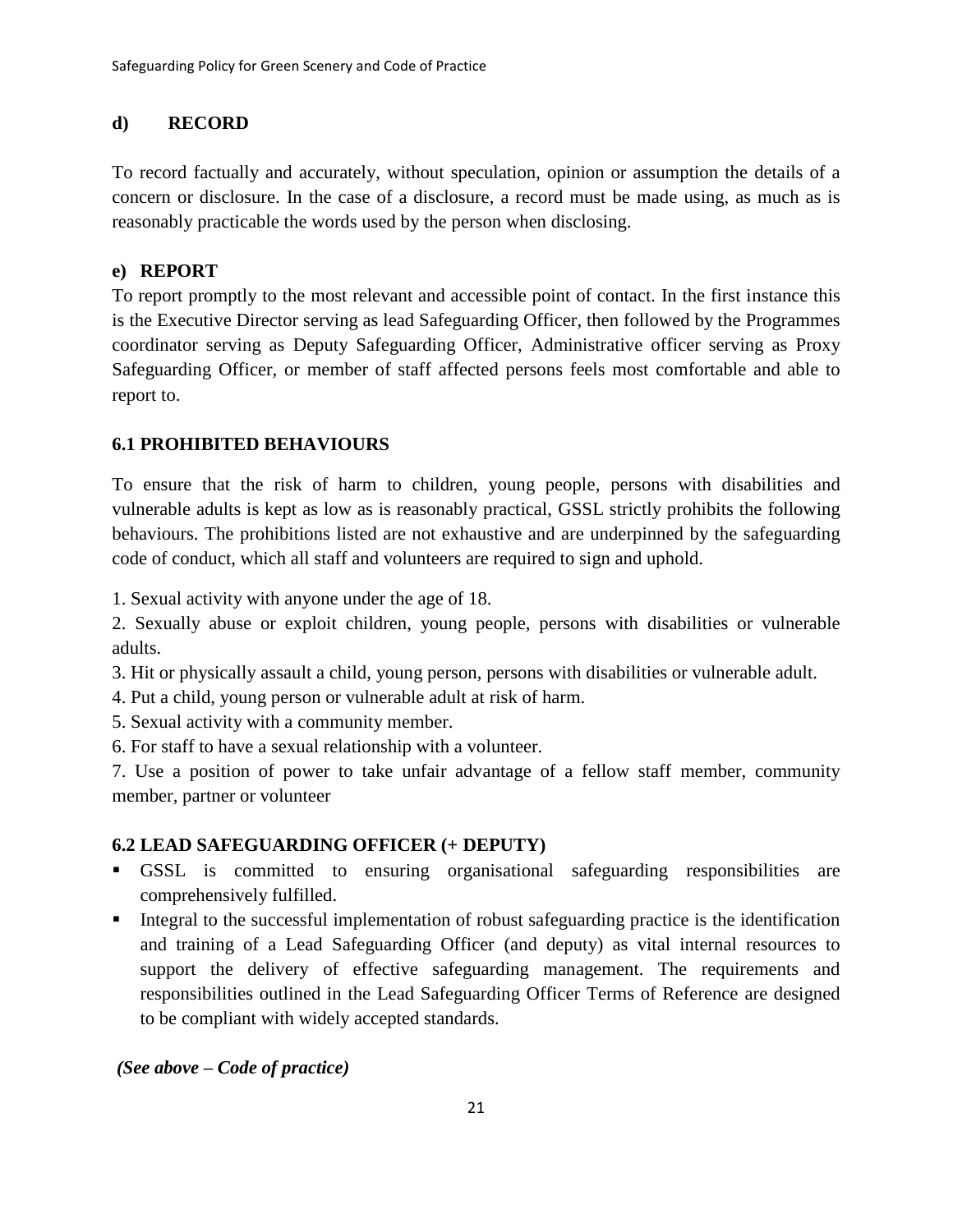### d) RECORD

To record factually and accurately, without speculation, opinion or assumption the details of a concern or disclosure. In the case of a disclosure, a record must be made using, as much as is reasonably practicable the words used by the person when disclosing.

### e) REPORT

To report promptly to the most relevant and accessible point of contact. In the first instance this is the Executive Director serving as lead Safeguarding Officer, then followed by the Programmes coordinator serving as Deputy Safeguarding Officer, Administrative officer serving as Proxy Safeguarding Officer, or member of staff affected persons feels most comfortable and able to report to.

### 6.1 PROHIBITED BEHAVIOURS

To ensure that the risk of harm to children, young people, persons with disabilities and vulnerable adults is kept as low as is reasonably practical, GSSL strictly prohibits the following behaviours. The prohibitions listed are not exhaustive and are underpinned by the safeguarding code of conduct, which all staff and volunteers are required to sign and uphold.

1. Sexual activity with anyone under the age of 18.
2. Sexually abuse or exploit children, young people, persons with disabilities or vulnerable adults.
3. Hit or physically assault a child, young person, persons with disabilities or vulnerable adult.
4. Put a child, young person or vulnerable adult at risk of harm.
5. Sexual activity with a community member.
6. For staff to have a sexual relationship with a volunteer.
7. Use a position of power to take unfair advantage of a fellow staff member, community member, partner or volunteer

### 6.2 LEAD SAFEGUARDING OFFICER (+ DEPUTY)

- GSSL is committed to ensuring organisational safeguarding responsibilities are comprehensively fulfilled.
- Integral to the successful implementation of robust safeguarding practice is the identification and training of a Lead Safeguarding Officer (and deputy) as vital internal resources to support the delivery of effective safeguarding management. The requirements and responsibilities outlined in the Lead Safeguarding Officer Terms of Reference are designed to be compliant with widely accepted standards.

***(See above – Code of practice)***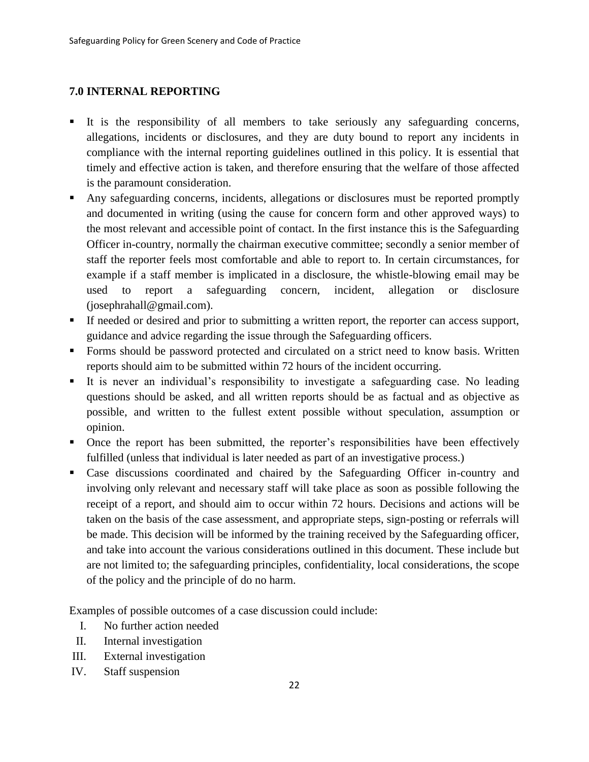## 7.0 INTERNAL REPORTING

- It is the responsibility of all members to take seriously any safeguarding concerns, allegations, incidents or disclosures, and they are duty bound to report any incidents in compliance with the internal reporting guidelines outlined in this policy. It is essential that timely and effective action is taken, and therefore ensuring that the welfare of those affected is the paramount consideration.
- Any safeguarding concerns, incidents, allegations or disclosures must be reported promptly and documented in writing (using the cause for concern form and other approved ways) to the most relevant and accessible point of contact. In the first instance this is the Safeguarding Officer in-country, normally the chairman executive committee; secondly a senior member of staff the reporter feels most comfortable and able to report to. In certain circumstances, for example if a staff member is implicated in a disclosure, the whistle-blowing email may be used to report a safeguarding concern, incident, allegation or disclosure (josephrahall@gmail.com).
- If needed or desired and prior to submitting a written report, the reporter can access support, guidance and advice regarding the issue through the Safeguarding officers.
- Forms should be password protected and circulated on a strict need to know basis. Written reports should aim to be submitted within 72 hours of the incident occurring.
- It is never an individual's responsibility to investigate a safeguarding case. No leading questions should be asked, and all written reports should be as factual and as objective as possible, and written to the fullest extent possible without speculation, assumption or opinion.
- Once the report has been submitted, the reporter's responsibilities have been effectively fulfilled (unless that individual is later needed as part of an investigative process.)
- Case discussions coordinated and chaired by the Safeguarding Officer in-country and involving only relevant and necessary staff will take place as soon as possible following the receipt of a report, and should aim to occur within 72 hours. Decisions and actions will be taken on the basis of the case assessment, and appropriate steps, sign-posting or referrals will be made. This decision will be informed by the training received by the Safeguarding officer, and take into account the various considerations outlined in this document. These include but are not limited to; the safeguarding principles, confidentiality, local considerations, the scope of the policy and the principle of do no harm.

Examples of possible outcomes of a case discussion could include:

I. No further action needed
II. Internal investigation
III. External investigation
IV. Staff suspension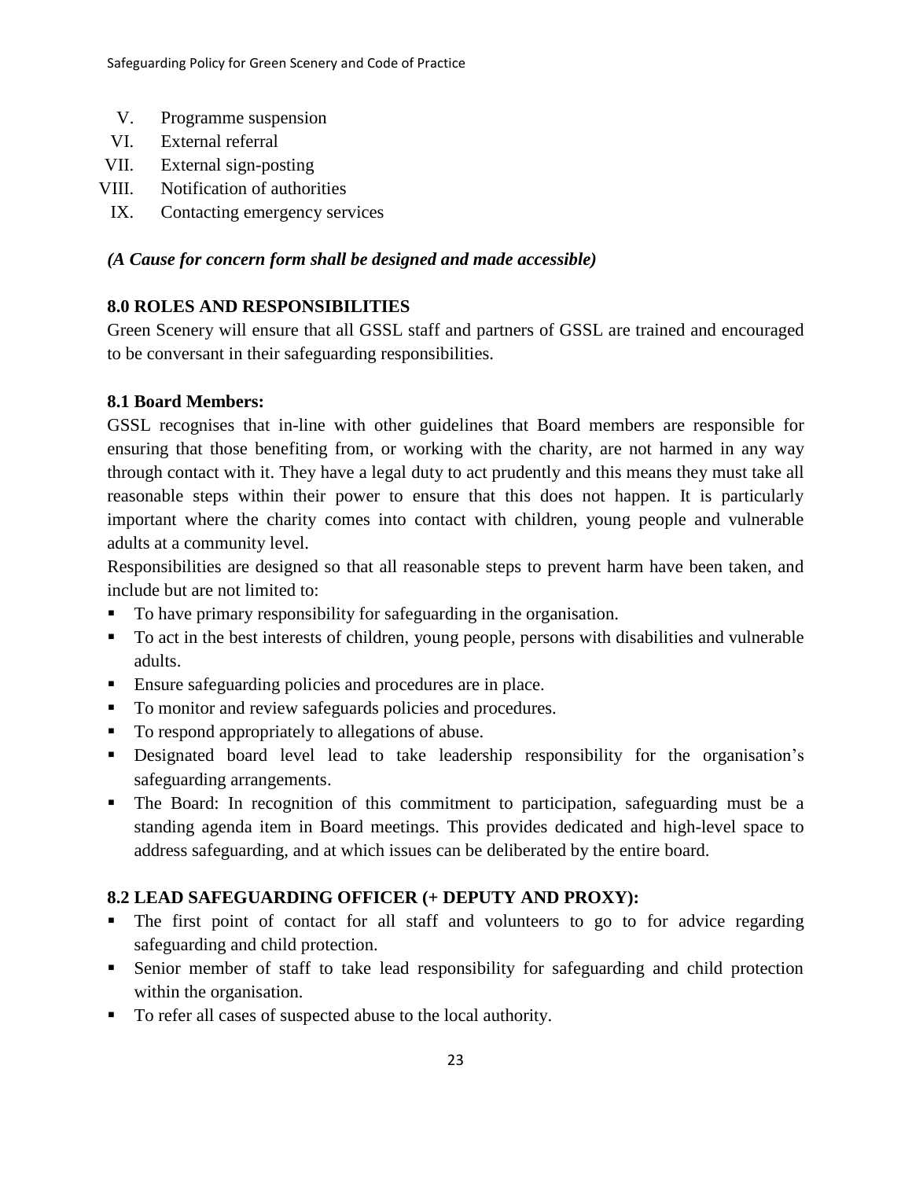V. Programme suspension
VI. External referral
VII. External sign-posting
VIII. Notification of authorities
IX. Contacting emergency services

***(A Cause for concern form shall be designed and made accessible)***

## 8.0 ROLES AND RESPONSIBILITIES

Green Scenery will ensure that all GSSL staff and partners of GSSL are trained and encouraged to be conversant in their safeguarding responsibilities.

### 8.1 Board Members:

GSSL recognises that in-line with other guidelines that Board members are responsible for ensuring that those benefiting from, or working with the charity, are not harmed in any way through contact with it. They have a legal duty to act prudently and this means they must take all reasonable steps within their power to ensure that this does not happen. It is particularly important where the charity comes into contact with children, young people and vulnerable adults at a community level.

Responsibilities are designed so that all reasonable steps to prevent harm have been taken, and include but are not limited to:

- To have primary responsibility for safeguarding in the organisation.
- To act in the best interests of children, young people, persons with disabilities and vulnerable adults.
- Ensure safeguarding policies and procedures are in place.
- To monitor and review safeguards policies and procedures.
- To respond appropriately to allegations of abuse.
- Designated board level lead to take leadership responsibility for the organisation's safeguarding arrangements.
- The Board: In recognition of this commitment to participation, safeguarding must be a standing agenda item in Board meetings. This provides dedicated and high-level space to address safeguarding, and at which issues can be deliberated by the entire board.

### 8.2 LEAD SAFEGUARDING OFFICER (+ DEPUTY AND PROXY):

- The first point of contact for all staff and volunteers to go to for advice regarding safeguarding and child protection.
- Senior member of staff to take lead responsibility for safeguarding and child protection within the organisation.
- To refer all cases of suspected abuse to the local authority.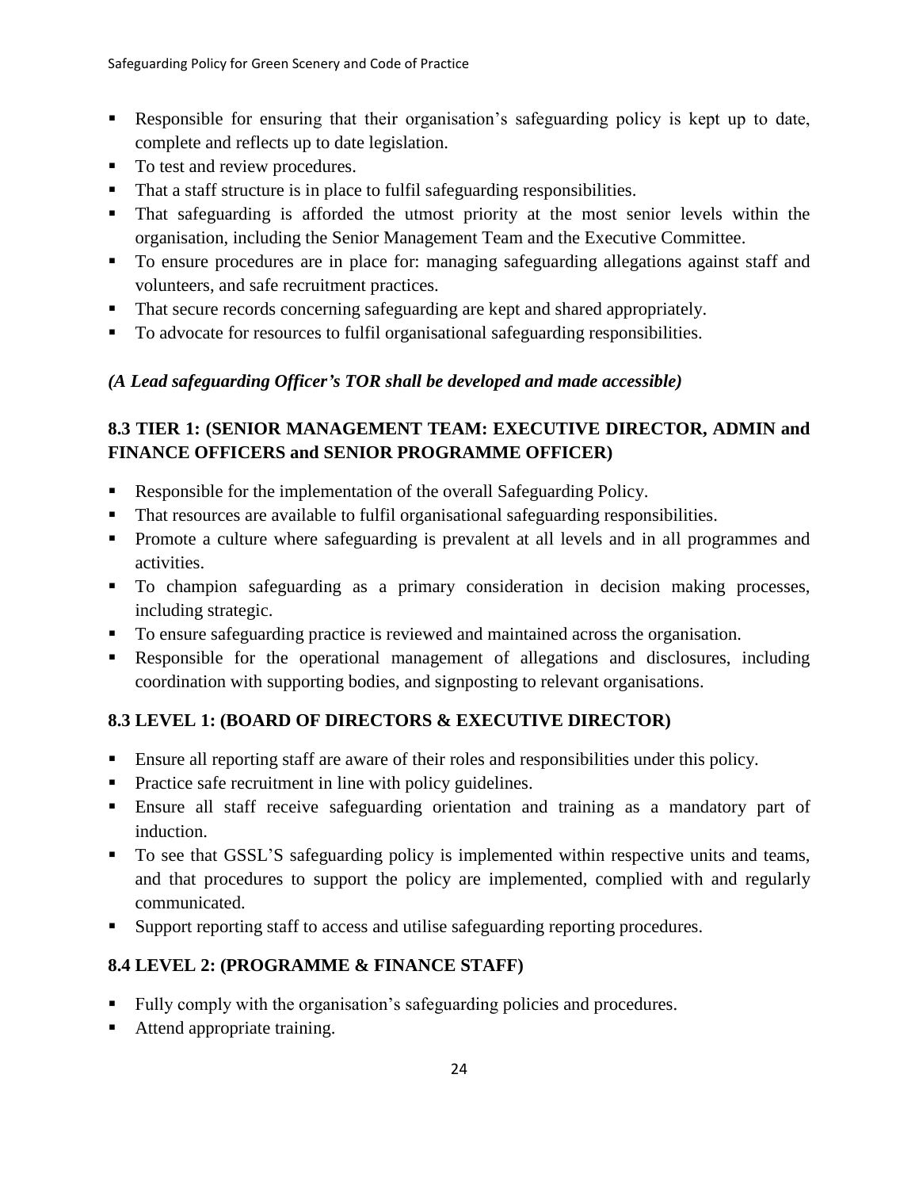- Responsible for ensuring that their organisation's safeguarding policy is kept up to date, complete and reflects up to date legislation.
- To test and review procedures.
- That a staff structure is in place to fulfil safeguarding responsibilities.
- That safeguarding is afforded the utmost priority at the most senior levels within the organisation, including the Senior Management Team and the Executive Committee.
- To ensure procedures are in place for: managing safeguarding allegations against staff and volunteers, and safe recruitment practices.
- That secure records concerning safeguarding are kept and shared appropriately.
- To advocate for resources to fulfil organisational safeguarding responsibilities.

***(A Lead safeguarding Officer's TOR shall be developed and made accessible)***

### 8.3 TIER 1: (SENIOR MANAGEMENT TEAM: EXECUTIVE DIRECTOR, ADMIN and FINANCE OFFICERS and SENIOR PROGRAMME OFFICER)

- Responsible for the implementation of the overall Safeguarding Policy.
- That resources are available to fulfil organisational safeguarding responsibilities.
- Promote a culture where safeguarding is prevalent at all levels and in all programmes and activities.
- To champion safeguarding as a primary consideration in decision making processes, including strategic.
- To ensure safeguarding practice is reviewed and maintained across the organisation.
- Responsible for the operational management of allegations and disclosures, including coordination with supporting bodies, and signposting to relevant organisations.

### 8.3 LEVEL 1: (BOARD OF DIRECTORS & EXECUTIVE DIRECTOR)

- Ensure all reporting staff are aware of their roles and responsibilities under this policy.
- Practice safe recruitment in line with policy guidelines.
- Ensure all staff receive safeguarding orientation and training as a mandatory part of induction.
- To see that GSSL'S safeguarding policy is implemented within respective units and teams, and that procedures to support the policy are implemented, complied with and regularly communicated.
- Support reporting staff to access and utilise safeguarding reporting procedures.

### 8.4 LEVEL 2: (PROGRAMME & FINANCE STAFF)

- Fully comply with the organisation's safeguarding policies and procedures.
- Attend appropriate training.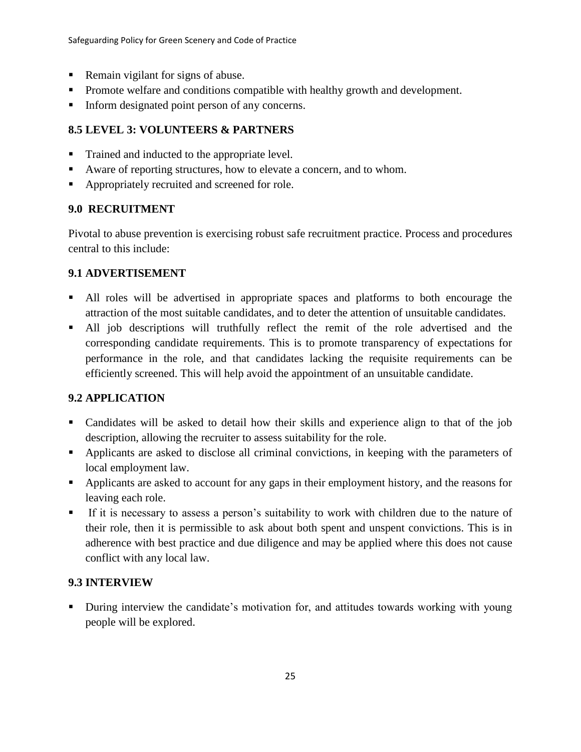- Remain vigilant for signs of abuse.
- Promote welfare and conditions compatible with healthy growth and development.
- Inform designated point person of any concerns.

### 8.5 LEVEL 3: VOLUNTEERS & PARTNERS

- Trained and inducted to the appropriate level.
- Aware of reporting structures, how to elevate a concern, and to whom.
- Appropriately recruited and screened for role.

## 9.0 RECRUITMENT

Pivotal to abuse prevention is exercising robust safe recruitment practice. Process and procedures central to this include:

### 9.1 ADVERTISEMENT

- All roles will be advertised in appropriate spaces and platforms to both encourage the attraction of the most suitable candidates, and to deter the attention of unsuitable candidates.
- All job descriptions will truthfully reflect the remit of the role advertised and the corresponding candidate requirements. This is to promote transparency of expectations for performance in the role, and that candidates lacking the requisite requirements can be efficiently screened. This will help avoid the appointment of an unsuitable candidate.

### 9.2 APPLICATION

- Candidates will be asked to detail how their skills and experience align to that of the job description, allowing the recruiter to assess suitability for the role.
- Applicants are asked to disclose all criminal convictions, in keeping with the parameters of local employment law.
- Applicants are asked to account for any gaps in their employment history, and the reasons for leaving each role.
- If it is necessary to assess a person's suitability to work with children due to the nature of their role, then it is permissible to ask about both spent and unspent convictions. This is in adherence with best practice and due diligence and may be applied where this does not cause conflict with any local law.

### 9.3 INTERVIEW

- During interview the candidate's motivation for, and attitudes towards working with young people will be explored.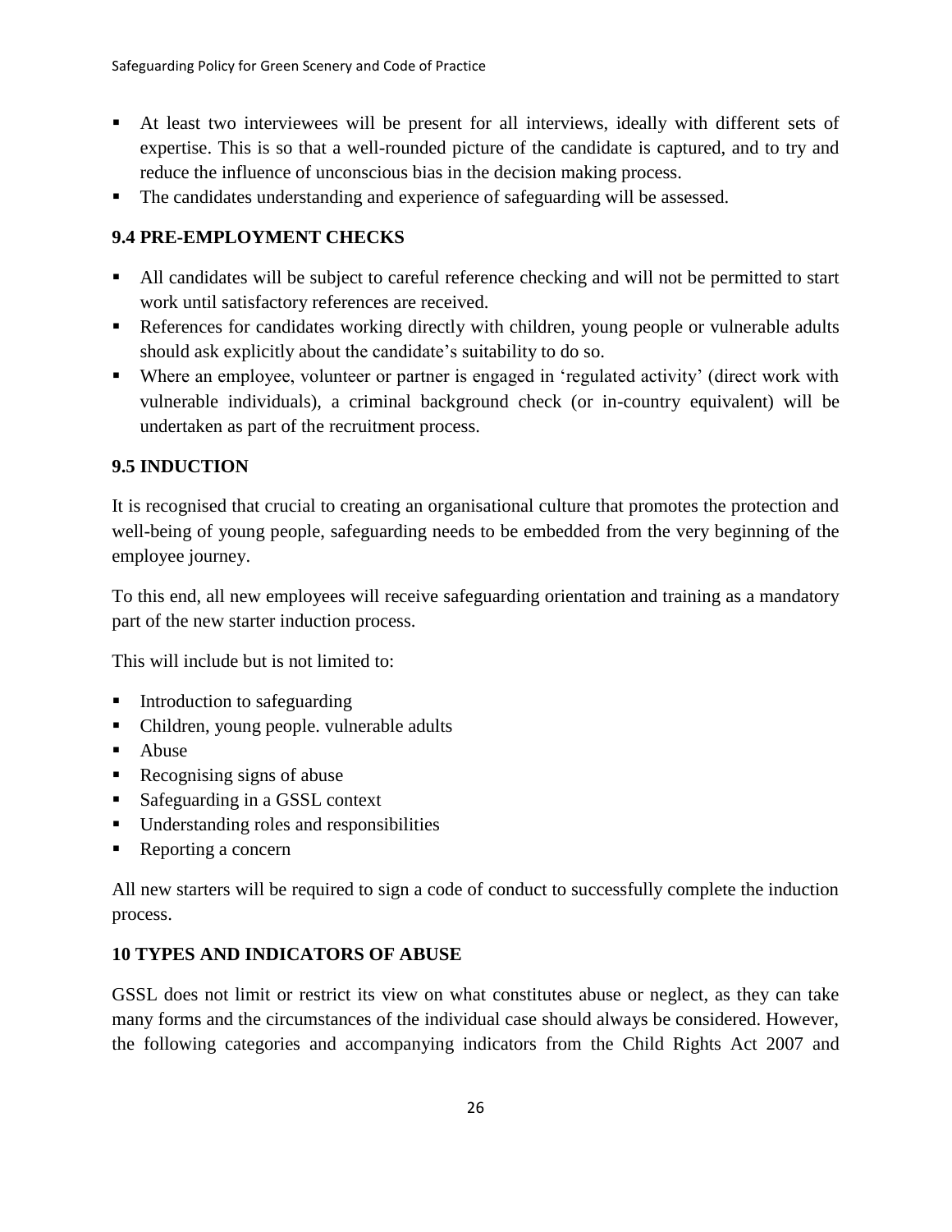- At least two interviewees will be present for all interviews, ideally with different sets of expertise. This is so that a well-rounded picture of the candidate is captured, and to try and reduce the influence of unconscious bias in the decision making process.
- The candidates understanding and experience of safeguarding will be assessed.

### 9.4 PRE-EMPLOYMENT CHECKS

- All candidates will be subject to careful reference checking and will not be permitted to start work until satisfactory references are received.
- References for candidates working directly with children, young people or vulnerable adults should ask explicitly about the candidate's suitability to do so.
- Where an employee, volunteer or partner is engaged in 'regulated activity' (direct work with vulnerable individuals), a criminal background check (or in-country equivalent) will be undertaken as part of the recruitment process.

### 9.5 INDUCTION

It is recognised that crucial to creating an organisational culture that promotes the protection and well-being of young people, safeguarding needs to be embedded from the very beginning of the employee journey.

To this end, all new employees will receive safeguarding orientation and training as a mandatory part of the new starter induction process.

This will include but is not limited to:

- Introduction to safeguarding
- Children, young people. vulnerable adults
- Abuse
- Recognising signs of abuse
- Safeguarding in a GSSL context
- Understanding roles and responsibilities
- Reporting a concern

All new starters will be required to sign a code of conduct to successfully complete the induction process.

## 10 TYPES AND INDICATORS OF ABUSE

GSSL does not limit or restrict its view on what constitutes abuse or neglect, as they can take many forms and the circumstances of the individual case should always be considered. However, the following categories and accompanying indicators from the Child Rights Act 2007 and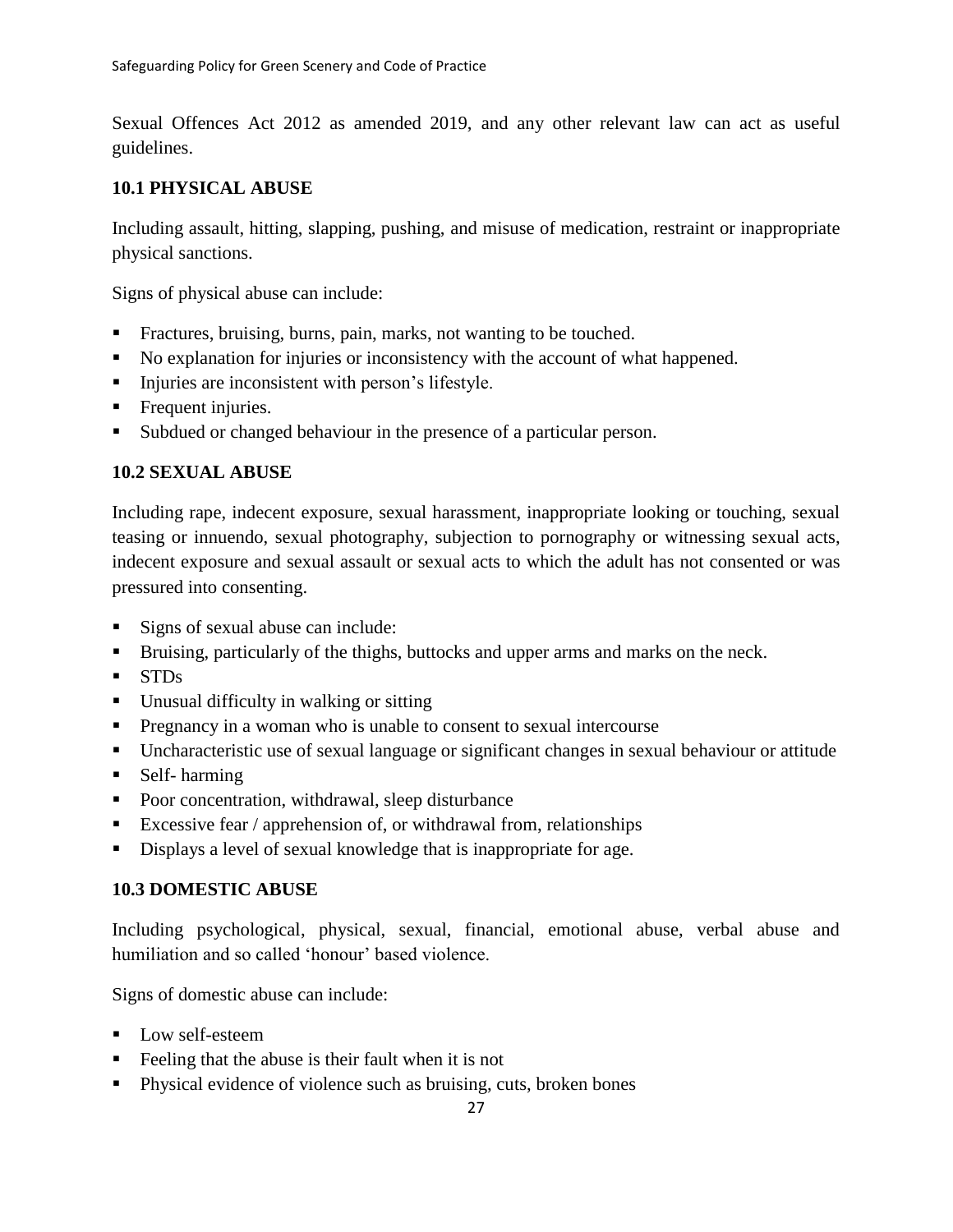Sexual Offences Act 2012 as amended 2019, and any other relevant law can act as useful guidelines.

### 10.1 PHYSICAL ABUSE

Including assault, hitting, slapping, pushing, and misuse of medication, restraint or inappropriate physical sanctions.

Signs of physical abuse can include:

- Fractures, bruising, burns, pain, marks, not wanting to be touched.
- No explanation for injuries or inconsistency with the account of what happened.
- Injuries are inconsistent with person's lifestyle.
- Frequent injuries.
- Subdued or changed behaviour in the presence of a particular person.

### 10.2 SEXUAL ABUSE

Including rape, indecent exposure, sexual harassment, inappropriate looking or touching, sexual teasing or innuendo, sexual photography, subjection to pornography or witnessing sexual acts, indecent exposure and sexual assault or sexual acts to which the adult has not consented or was pressured into consenting.

- Signs of sexual abuse can include:
- Bruising, particularly of the thighs, buttocks and upper arms and marks on the neck.
- STDs
- Unusual difficulty in walking or sitting
- Pregnancy in a woman who is unable to consent to sexual intercourse
- Uncharacteristic use of sexual language or significant changes in sexual behaviour or attitude
- Self- harming
- Poor concentration, withdrawal, sleep disturbance
- Excessive fear / apprehension of, or withdrawal from, relationships
- Displays a level of sexual knowledge that is inappropriate for age.

### 10.3 DOMESTIC ABUSE

Including psychological, physical, sexual, financial, emotional abuse, verbal abuse and humiliation and so called 'honour' based violence.

Signs of domestic abuse can include:

- Low self-esteem
- Feeling that the abuse is their fault when it is not
- Physical evidence of violence such as bruising, cuts, broken bones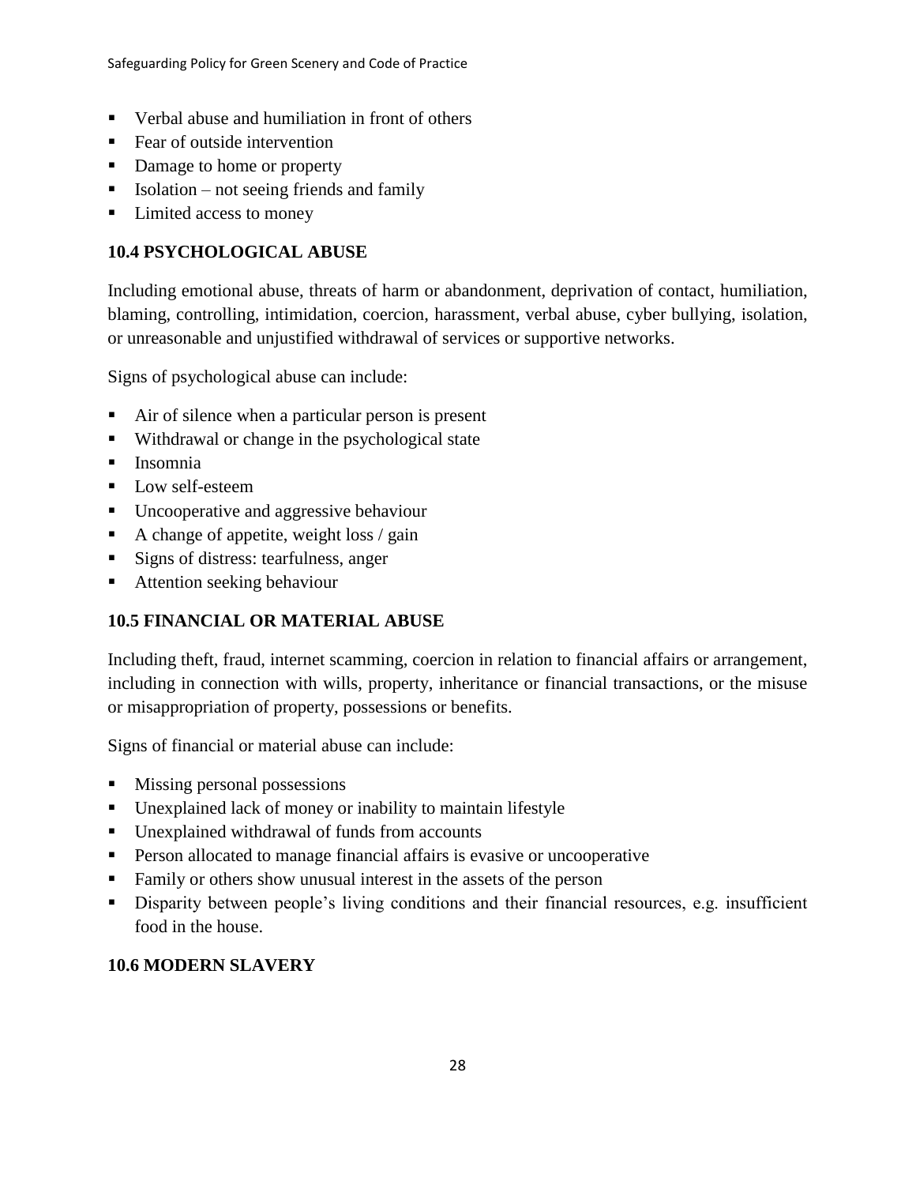- Verbal abuse and humiliation in front of others
- Fear of outside intervention
- Damage to home or property
- Isolation – not seeing friends and family
- Limited access to money

### 10.4 PSYCHOLOGICAL ABUSE

Including emotional abuse, threats of harm or abandonment, deprivation of contact, humiliation, blaming, controlling, intimidation, coercion, harassment, verbal abuse, cyber bullying, isolation, or unreasonable and unjustified withdrawal of services or supportive networks.

Signs of psychological abuse can include:

- Air of silence when a particular person is present
- Withdrawal or change in the psychological state
- Insomnia
- Low self-esteem
- Uncooperative and aggressive behaviour
- A change of appetite, weight loss / gain
- Signs of distress: tearfulness, anger
- Attention seeking behaviour

### 10.5 FINANCIAL OR MATERIAL ABUSE

Including theft, fraud, internet scamming, coercion in relation to financial affairs or arrangement, including in connection with wills, property, inheritance or financial transactions, or the misuse or misappropriation of property, possessions or benefits.

Signs of financial or material abuse can include:

- Missing personal possessions
- Unexplained lack of money or inability to maintain lifestyle
- Unexplained withdrawal of funds from accounts
- Person allocated to manage financial affairs is evasive or uncooperative
- Family or others show unusual interest in the assets of the person
- Disparity between people's living conditions and their financial resources, e.g. insufficient food in the house.

### 10.6 MODERN SLAVERY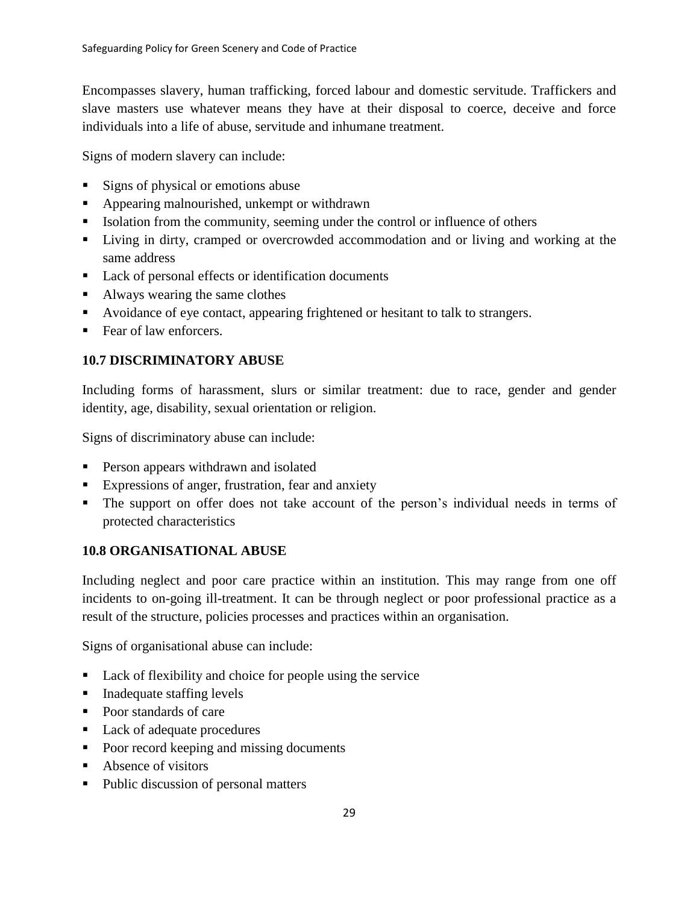Encompasses slavery, human trafficking, forced labour and domestic servitude. Traffickers and slave masters use whatever means they have at their disposal to coerce, deceive and force individuals into a life of abuse, servitude and inhumane treatment.

Signs of modern slavery can include:

- Signs of physical or emotions abuse
- Appearing malnourished, unkempt or withdrawn
- Isolation from the community, seeming under the control or influence of others
- Living in dirty, cramped or overcrowded accommodation and or living and working at the same address
- Lack of personal effects or identification documents
- Always wearing the same clothes
- Avoidance of eye contact, appearing frightened or hesitant to talk to strangers.
- Fear of law enforcers.

### 10.7 DISCRIMINATORY ABUSE

Including forms of harassment, slurs or similar treatment: due to race, gender and gender identity, age, disability, sexual orientation or religion.

Signs of discriminatory abuse can include:

- Person appears withdrawn and isolated
- Expressions of anger, frustration, fear and anxiety
- The support on offer does not take account of the person's individual needs in terms of protected characteristics

### 10.8 ORGANISATIONAL ABUSE

Including neglect and poor care practice within an institution. This may range from one off incidents to on-going ill-treatment. It can be through neglect or poor professional practice as a result of the structure, policies processes and practices within an organisation.

Signs of organisational abuse can include:

- Lack of flexibility and choice for people using the service
- Inadequate staffing levels
- Poor standards of care
- Lack of adequate procedures
- Poor record keeping and missing documents
- Absence of visitors
- Public discussion of personal matters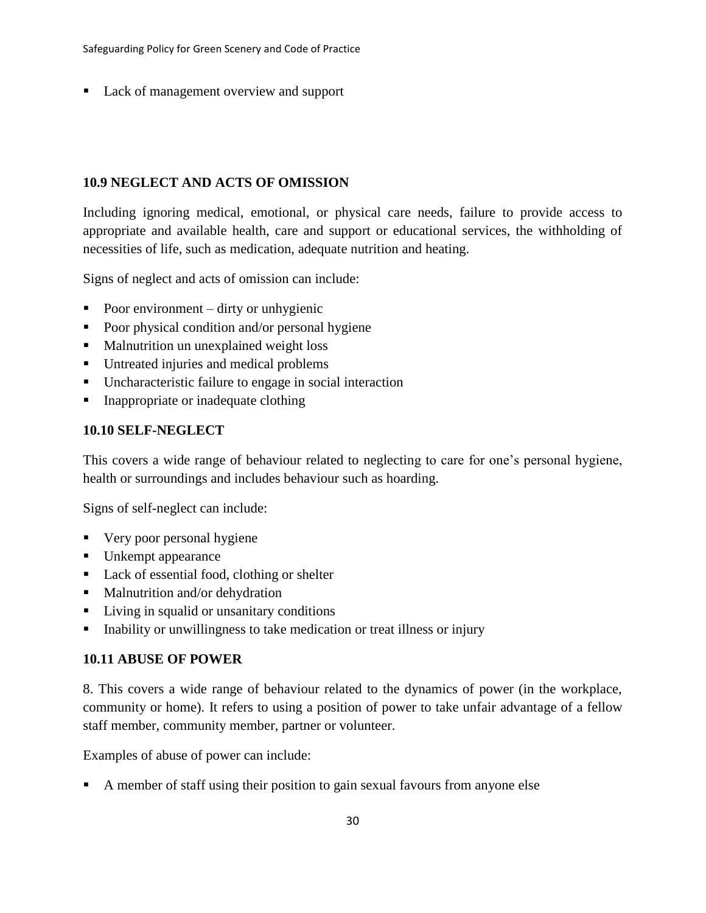- Lack of management overview and support

### 10.9 NEGLECT AND ACTS OF OMISSION

Including ignoring medical, emotional, or physical care needs, failure to provide access to appropriate and available health, care and support or educational services, the withholding of necessities of life, such as medication, adequate nutrition and heating.

Signs of neglect and acts of omission can include:

- Poor environment – dirty or unhygienic
- Poor physical condition and/or personal hygiene
- Malnutrition un unexplained weight loss
- Untreated injuries and medical problems
- Uncharacteristic failure to engage in social interaction
- Inappropriate or inadequate clothing

### 10.10 SELF-NEGLECT

This covers a wide range of behaviour related to neglecting to care for one's personal hygiene, health or surroundings and includes behaviour such as hoarding.

Signs of self-neglect can include:

- Very poor personal hygiene
- Unkempt appearance
- Lack of essential food, clothing or shelter
- Malnutrition and/or dehydration
- Living in squalid or unsanitary conditions
- Inability or unwillingness to take medication or treat illness or injury

### 10.11 ABUSE OF POWER

8. This covers a wide range of behaviour related to the dynamics of power (in the workplace, community or home). It refers to using a position of power to take unfair advantage of a fellow staff member, community member, partner or volunteer.

Examples of abuse of power can include:

- A member of staff using their position to gain sexual favours from anyone else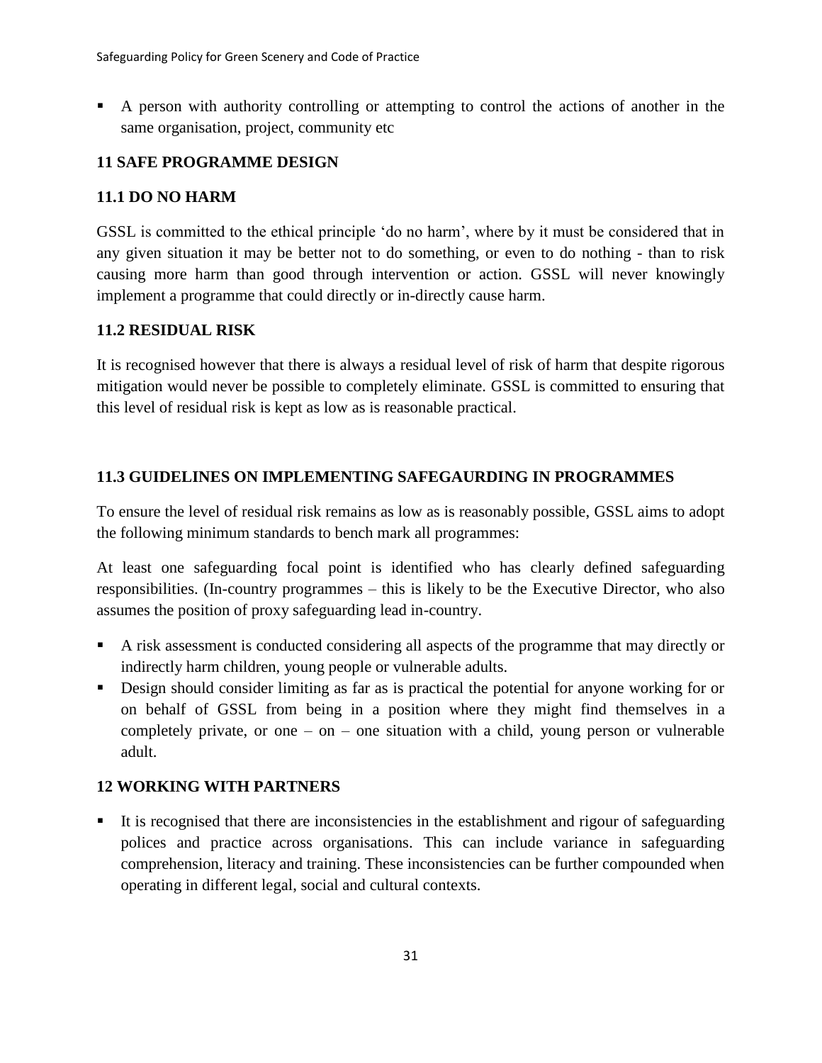- A person with authority controlling or attempting to control the actions of another in the same organisation, project, community etc

## 11 SAFE PROGRAMME DESIGN

### 11.1 DO NO HARM

GSSL is committed to the ethical principle 'do no harm', where by it must be considered that in any given situation it may be better not to do something, or even to do nothing - than to risk causing more harm than good through intervention or action. GSSL will never knowingly implement a programme that could directly or in-directly cause harm.

### 11.2 RESIDUAL RISK

It is recognised however that there is always a residual level of risk of harm that despite rigorous mitigation would never be possible to completely eliminate. GSSL is committed to ensuring that this level of residual risk is kept as low as is reasonable practical.

### 11.3 GUIDELINES ON IMPLEMENTING SAFEGAURDING IN PROGRAMMES

To ensure the level of residual risk remains as low as is reasonably possible, GSSL aims to adopt the following minimum standards to bench mark all programmes:

At least one safeguarding focal point is identified who has clearly defined safeguarding responsibilities. (In-country programmes – this is likely to be the Executive Director, who also assumes the position of proxy safeguarding lead in-country.

- A risk assessment is conducted considering all aspects of the programme that may directly or indirectly harm children, young people or vulnerable adults.
- Design should consider limiting as far as is practical the potential for anyone working for or on behalf of GSSL from being in a position where they might find themselves in a completely private, or one – on – one situation with a child, young person or vulnerable adult.

## 12 WORKING WITH PARTNERS

- It is recognised that there are inconsistencies in the establishment and rigour of safeguarding polices and practice across organisations. This can include variance in safeguarding comprehension, literacy and training. These inconsistencies can be further compounded when operating in different legal, social and cultural contexts.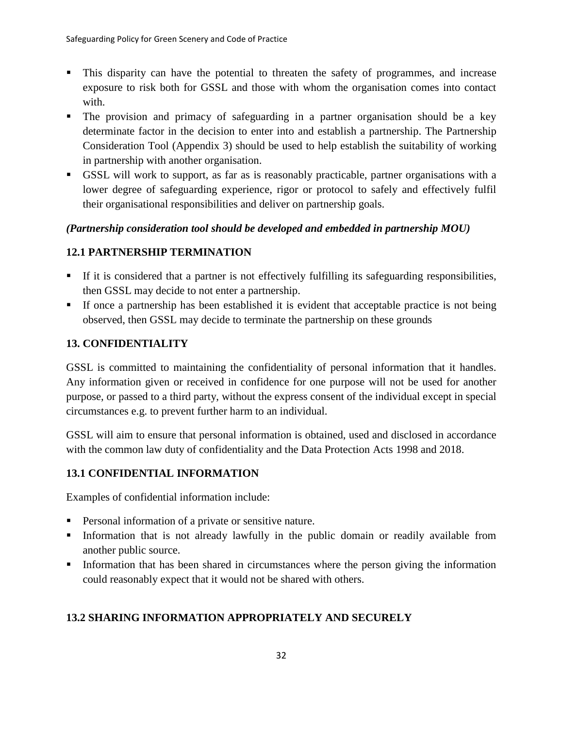- This disparity can have the potential to threaten the safety of programmes, and increase exposure to risk both for GSSL and those with whom the organisation comes into contact with.
- The provision and primacy of safeguarding in a partner organisation should be a key determinate factor in the decision to enter into and establish a partnership. The Partnership Consideration Tool (Appendix 3) should be used to help establish the suitability of working in partnership with another organisation.
- GSSL will work to support, as far as is reasonably practicable, partner organisations with a lower degree of safeguarding experience, rigor or protocol to safely and effectively fulfil their organisational responsibilities and deliver on partnership goals.

***(Partnership consideration tool should be developed and embedded in partnership MOU)***

## 12.1 PARTNERSHIP TERMINATION

- If it is considered that a partner is not effectively fulfilling its safeguarding responsibilities, then GSSL may decide to not enter a partnership.
- If once a partnership has been established it is evident that acceptable practice is not being observed, then GSSL may decide to terminate the partnership on these grounds

## 13. CONFIDENTIALITY

GSSL is committed to maintaining the confidentiality of personal information that it handles. Any information given or received in confidence for one purpose will not be used for another purpose, or passed to a third party, without the express consent of the individual except in special circumstances e.g. to prevent further harm to an individual.

GSSL will aim to ensure that personal information is obtained, used and disclosed in accordance with the common law duty of confidentiality and the Data Protection Acts 1998 and 2018.

## 13.1 CONFIDENTIAL INFORMATION

Examples of confidential information include:

- Personal information of a private or sensitive nature.
- Information that is not already lawfully in the public domain or readily available from another public source.
- Information that has been shared in circumstances where the person giving the information could reasonably expect that it would not be shared with others.

## 13.2 SHARING INFORMATION APPROPRIATELY AND SECURELY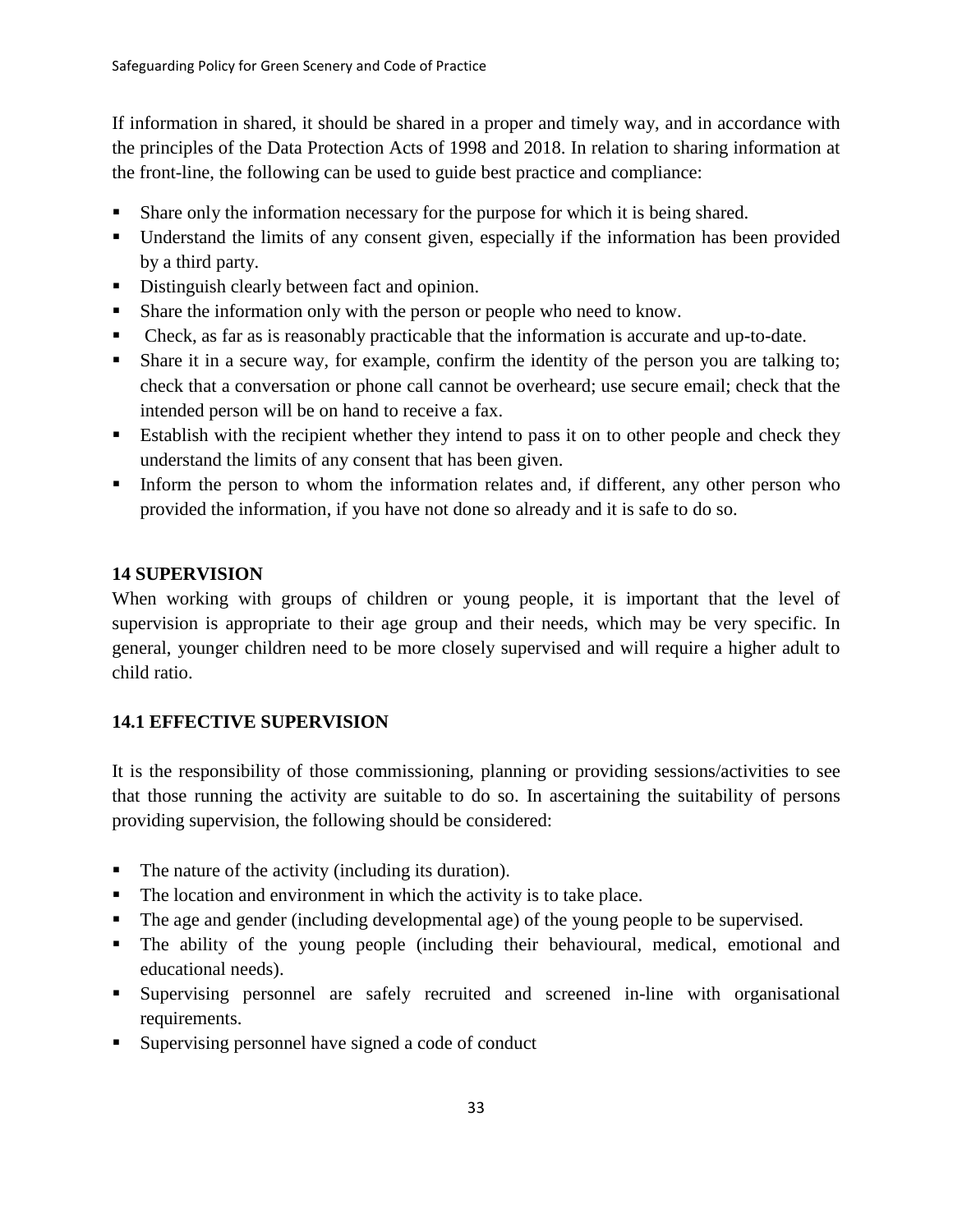If information in shared, it should be shared in a proper and timely way, and in accordance with the principles of the Data Protection Acts of 1998 and 2018. In relation to sharing information at the front-line, the following can be used to guide best practice and compliance:

- Share only the information necessary for the purpose for which it is being shared.
- Understand the limits of any consent given, especially if the information has been provided by a third party.
- Distinguish clearly between fact and opinion.
- Share the information only with the person or people who need to know.
- Check, as far as is reasonably practicable that the information is accurate and up-to-date.
- Share it in a secure way, for example, confirm the identity of the person you are talking to; check that a conversation or phone call cannot be overheard; use secure email; check that the intended person will be on hand to receive a fax.
- Establish with the recipient whether they intend to pass it on to other people and check they understand the limits of any consent that has been given.
- Inform the person to whom the information relates and, if different, any other person who provided the information, if you have not done so already and it is safe to do so.

## 14 SUPERVISION

When working with groups of children or young people, it is important that the level of supervision is appropriate to their age group and their needs, which may be very specific. In general, younger children need to be more closely supervised and will require a higher adult to child ratio.

### 14.1 EFFECTIVE SUPERVISION

It is the responsibility of those commissioning, planning or providing sessions/activities to see that those running the activity are suitable to do so. In ascertaining the suitability of persons providing supervision, the following should be considered:

- The nature of the activity (including its duration).
- The location and environment in which the activity is to take place.
- The age and gender (including developmental age) of the young people to be supervised.
- The ability of the young people (including their behavioural, medical, emotional and educational needs).
- Supervising personnel are safely recruited and screened in-line with organisational requirements.
- Supervising personnel have signed a code of conduct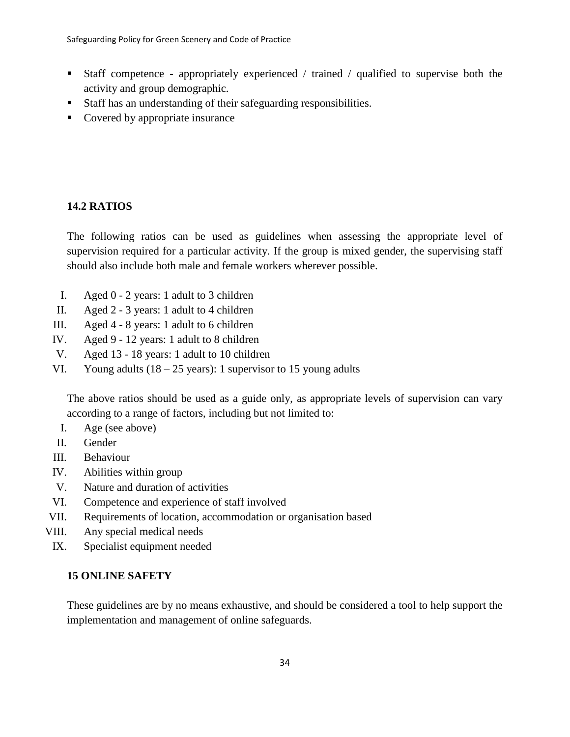- Staff competence - appropriately experienced / trained / qualified to supervise both the activity and group demographic.
- Staff has an understanding of their safeguarding responsibilities.
- Covered by appropriate insurance

### 14.2 RATIOS

The following ratios can be used as guidelines when assessing the appropriate level of supervision required for a particular activity. If the group is mixed gender, the supervising staff should also include both male and female workers wherever possible.

I. Aged 0 - 2 years: 1 adult to 3 children
II. Aged 2 - 3 years: 1 adult to 4 children
III. Aged 4 - 8 years: 1 adult to 6 children
IV. Aged 9 - 12 years: 1 adult to 8 children
V. Aged 13 - 18 years: 1 adult to 10 children
VI. Young adults (18 – 25 years): 1 supervisor to 15 young adults

The above ratios should be used as a guide only, as appropriate levels of supervision can vary according to a range of factors, including but not limited to:

I. Age (see above)
II. Gender
III. Behaviour
IV. Abilities within group
V. Nature and duration of activities
VI. Competence and experience of staff involved
VII. Requirements of location, accommodation or organisation based
VIII. Any special medical needs
IX. Specialist equipment needed

## 15 ONLINE SAFETY

These guidelines are by no means exhaustive, and should be considered a tool to help support the implementation and management of online safeguards.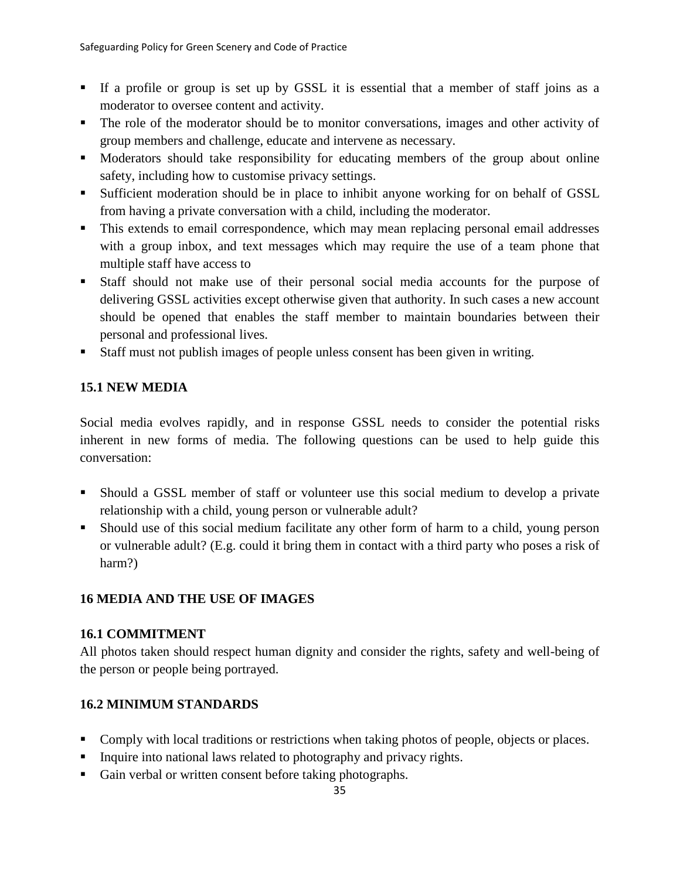- If a profile or group is set up by GSSL it is essential that a member of staff joins as a moderator to oversee content and activity.
- The role of the moderator should be to monitor conversations, images and other activity of group members and challenge, educate and intervene as necessary.
- Moderators should take responsibility for educating members of the group about online safety, including how to customise privacy settings.
- Sufficient moderation should be in place to inhibit anyone working for on behalf of GSSL from having a private conversation with a child, including the moderator.
- This extends to email correspondence, which may mean replacing personal email addresses with a group inbox, and text messages which may require the use of a team phone that multiple staff have access to
- Staff should not make use of their personal social media accounts for the purpose of delivering GSSL activities except otherwise given that authority. In such cases a new account should be opened that enables the staff member to maintain boundaries between their personal and professional lives.
- Staff must not publish images of people unless consent has been given in writing.

### 15.1 NEW MEDIA

Social media evolves rapidly, and in response GSSL needs to consider the potential risks inherent in new forms of media. The following questions can be used to help guide this conversation:

- Should a GSSL member of staff or volunteer use this social medium to develop a private relationship with a child, young person or vulnerable adult?
- Should use of this social medium facilitate any other form of harm to a child, young person or vulnerable adult? (E.g. could it bring them in contact with a third party who poses a risk of harm?)

## 16 MEDIA AND THE USE OF IMAGES

### 16.1 COMMITMENT

All photos taken should respect human dignity and consider the rights, safety and well-being of the person or people being portrayed.

### 16.2 MINIMUM STANDARDS

- Comply with local traditions or restrictions when taking photos of people, objects or places.
- Inquire into national laws related to photography and privacy rights.
- Gain verbal or written consent before taking photographs.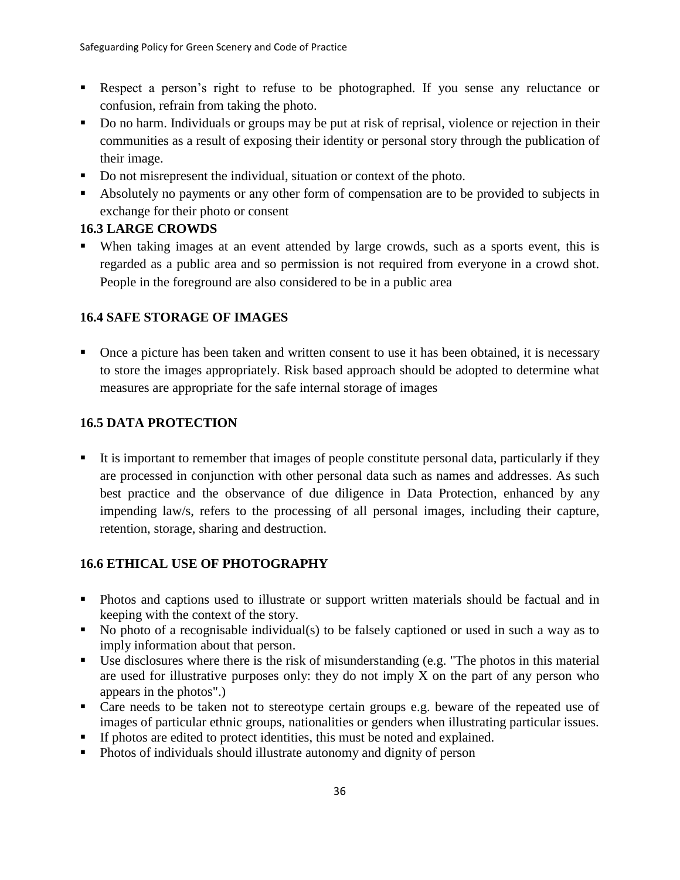- Respect a person's right to refuse to be photographed. If you sense any reluctance or confusion, refrain from taking the photo.
- Do no harm. Individuals or groups may be put at risk of reprisal, violence or rejection in their communities as a result of exposing their identity or personal story through the publication of their image.
- Do not misrepresent the individual, situation or context of the photo.
- Absolutely no payments or any other form of compensation are to be provided to subjects in exchange for their photo or consent

### 16.3 LARGE CROWDS

- When taking images at an event attended by large crowds, such as a sports event, this is regarded as a public area and so permission is not required from everyone in a crowd shot. People in the foreground are also considered to be in a public area

### 16.4 SAFE STORAGE OF IMAGES

- Once a picture has been taken and written consent to use it has been obtained, it is necessary to store the images appropriately. Risk based approach should be adopted to determine what measures are appropriate for the safe internal storage of images

### 16.5 DATA PROTECTION

- It is important to remember that images of people constitute personal data, particularly if they are processed in conjunction with other personal data such as names and addresses. As such best practice and the observance of due diligence in Data Protection, enhanced by any impending law/s, refers to the processing of all personal images, including their capture, retention, storage, sharing and destruction.

### 16.6 ETHICAL USE OF PHOTOGRAPHY

- Photos and captions used to illustrate or support written materials should be factual and in keeping with the context of the story.
- No photo of a recognisable individual(s) to be falsely captioned or used in such a way as to imply information about that person.
- Use disclosures where there is the risk of misunderstanding (e.g. "The photos in this material are used for illustrative purposes only: they do not imply X on the part of any person who appears in the photos".)
- Care needs to be taken not to stereotype certain groups e.g. beware of the repeated use of images of particular ethnic groups, nationalities or genders when illustrating particular issues.
- If photos are edited to protect identities, this must be noted and explained.
- Photos of individuals should illustrate autonomy and dignity of person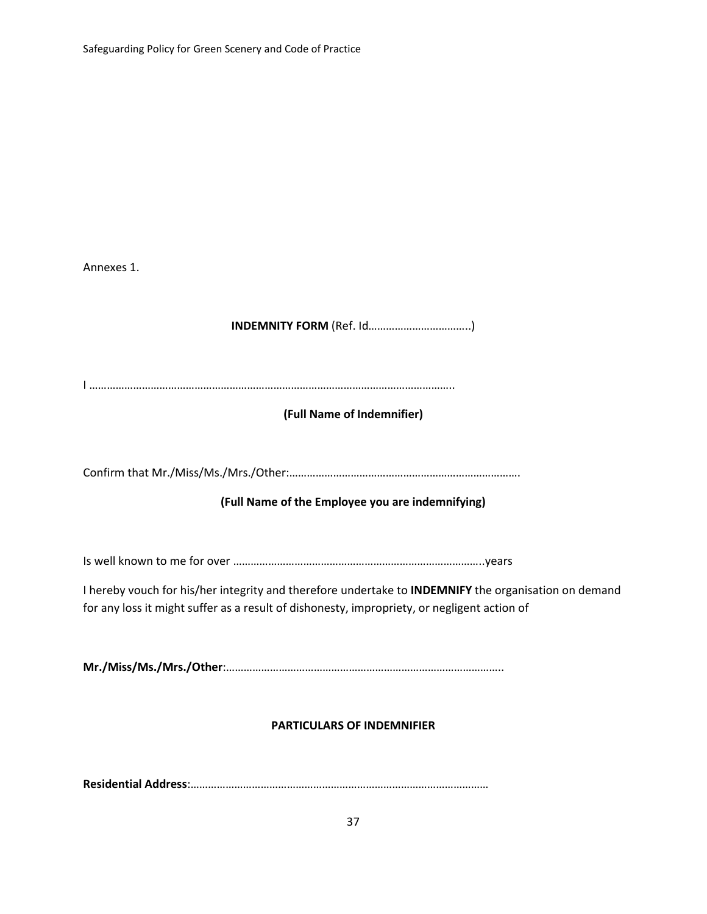Annexes 1.

**INDEMNITY FORM** (Ref. Id……………………………..)

I ……………………………………………………………………………………………………………..

**(Full Name of Indemnifier)**

Confirm that Mr./Miss/Ms./Mrs./Other:…………………………………………………………………….

**(Full Name of the Employee you are indemnifying)**

Is well known to me for over …………………………………………………………………………..years

I hereby vouch for his/her integrity and therefore undertake to **INDEMNIFY** the organisation on demand for any loss it might suffer as a result of dishonesty, impropriety, or negligent action of

**Mr./Miss/Ms./Mrs./Other**:………………………………………………………………………………..

**PARTICULARS OF INDEMNIFIER**

**Residential Address**:…………………………………………………………………………………………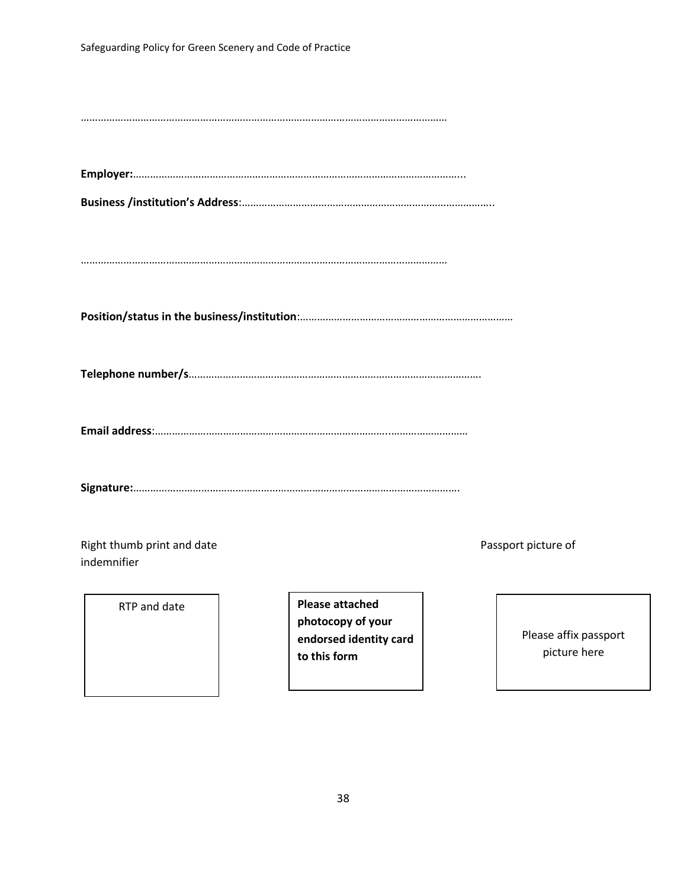…………………………………………………………………………………………………………………

**Employer:**……………………………………………………………………………………………………..

**Business /institution's Address**:……………………………………………………………………………..

…………………………………………………………………………………………………………………

**Position/status in the business/institution**:…………………………………………………………………

**Telephone number/s**………………………………………………………………………………………….

**Email address**:……………………………………………………………………...………………………

**Signature:**…………………………………………………………………………………………………….

Right thumb print and date indemnifier

Passport picture of

| | | |
|---|---|---|
| RTP and date | **Please attached photocopy of your endorsed identity card to this form** | Please affix passport picture here |